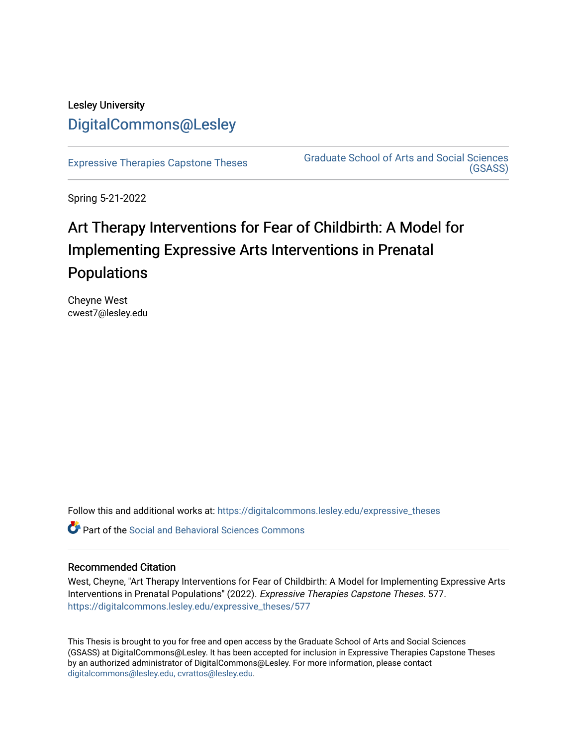Lesley University

DigitalCommons@Lesley

Expressive Therapies Capstone Theses

Graduate School of Arts and Social Sciences (GSASS)

Spring 5-21-2022

# Art Therapy Interventions for Fear of Childbirth: A Model for Implementing Expressive Arts Interventions in Prenatal Populations

Cheyne West
cwest7@lesley.edu

Follow this and additional works at: https://digitalcommons.lesley.edu/expressive_theses

Part of the Social and Behavioral Sciences Commons

## Recommended Citation

West, Cheyne, "Art Therapy Interventions for Fear of Childbirth: A Model for Implementing Expressive Arts Interventions in Prenatal Populations" (2022). *Expressive Therapies Capstone Theses*. 577.
https://digitalcommons.lesley.edu/expressive_theses/577

This Thesis is brought to you for free and open access by the Graduate School of Arts and Social Sciences (GSASS) at DigitalCommons@Lesley. It has been accepted for inclusion in Expressive Therapies Capstone Theses by an authorized administrator of DigitalCommons@Lesley. For more information, please contact digitalcommons@lesley.edu, cvrattos@lesley.edu.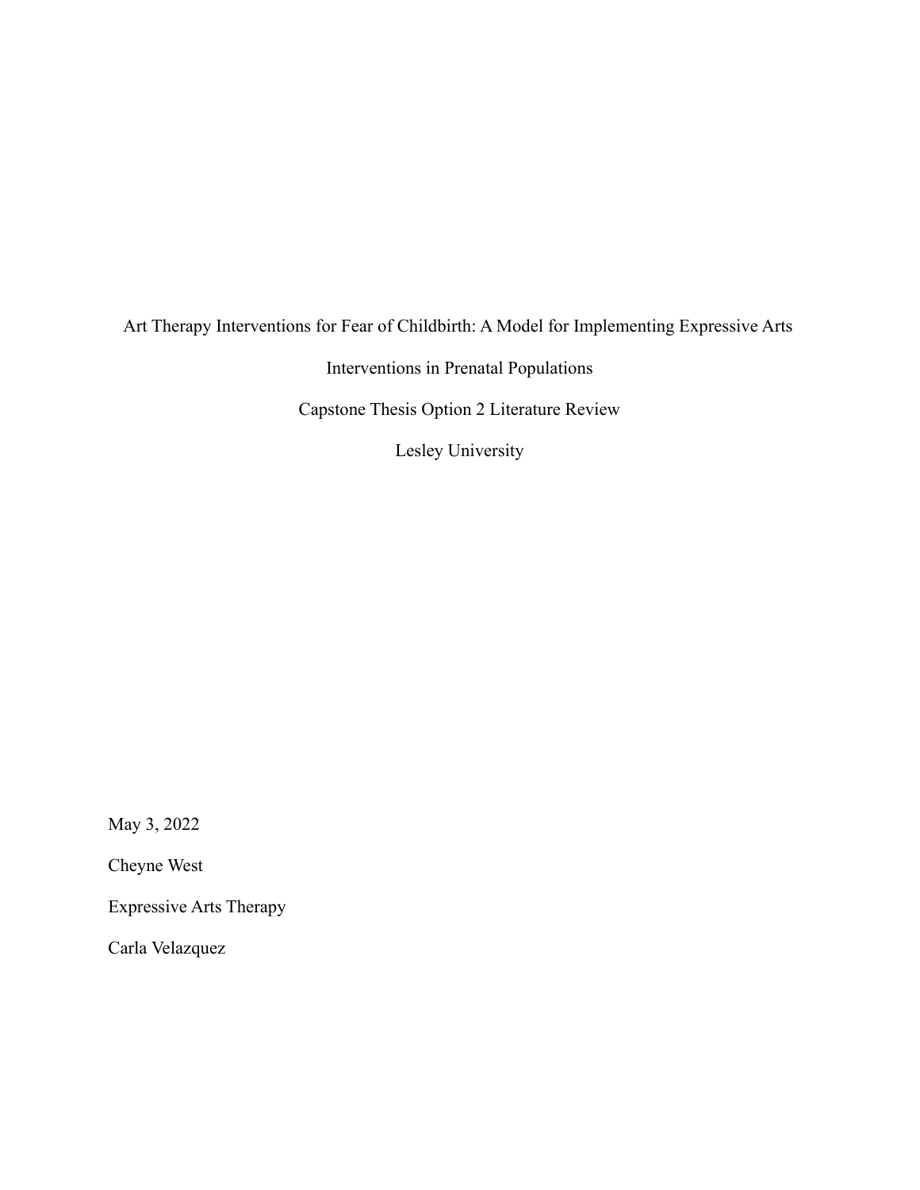# Art Therapy Interventions for Fear of Childbirth: A Model for Implementing Expressive Arts Interventions in Prenatal Populations

Capstone Thesis Option 2 Literature Review

Lesley University

May 3, 2022

Cheyne West

Expressive Arts Therapy

Carla Velazquez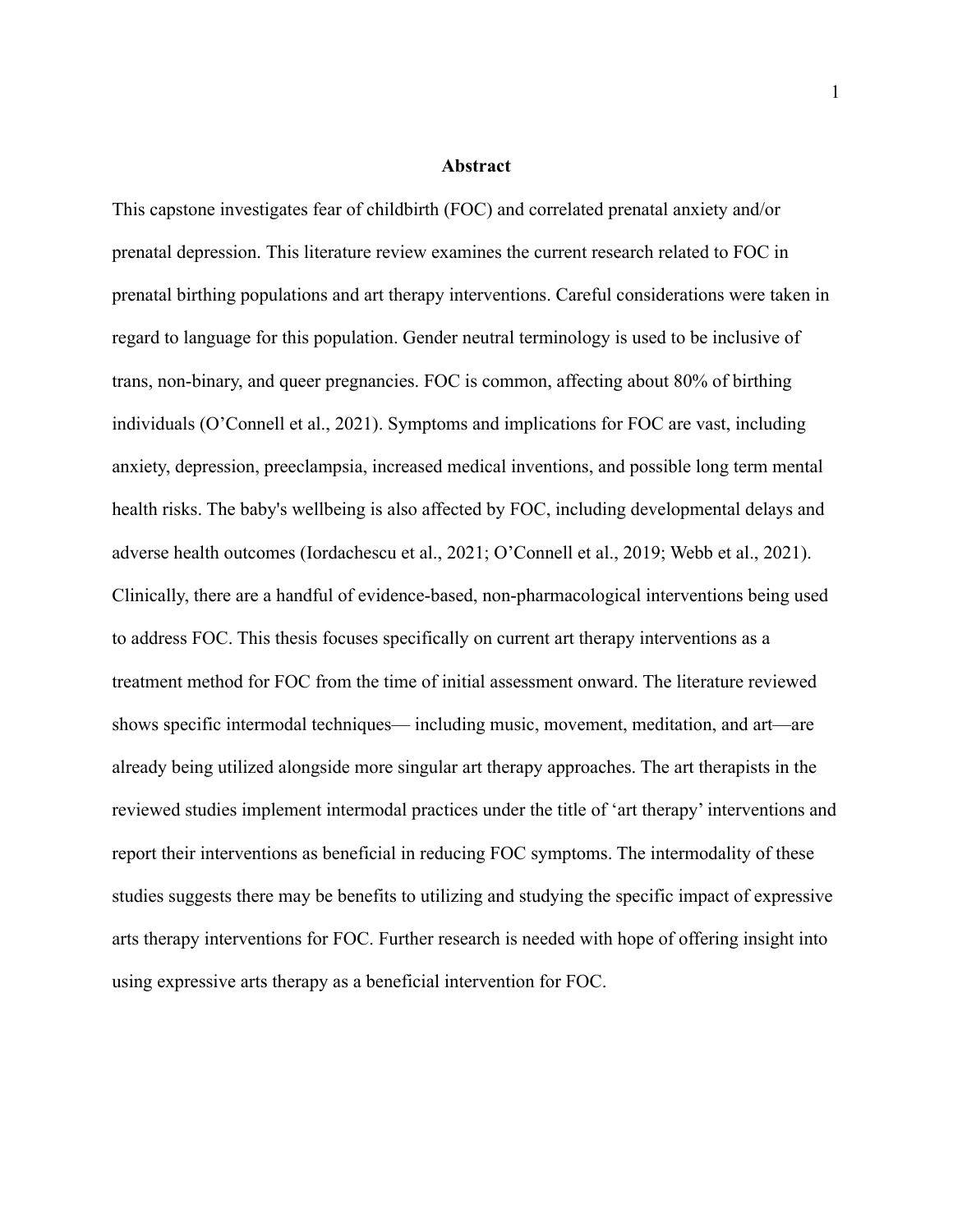# Abstract

This capstone investigates fear of childbirth (FOC) and correlated prenatal anxiety and/or prenatal depression. This literature review examines the current research related to FOC in prenatal birthing populations and art therapy interventions. Careful considerations were taken in regard to language for this population. Gender neutral terminology is used to be inclusive of trans, non-binary, and queer pregnancies. FOC is common, affecting about 80% of birthing individuals (O'Connell et al., 2021). Symptoms and implications for FOC are vast, including anxiety, depression, preeclampsia, increased medical inventions, and possible long term mental health risks. The baby's wellbeing is also affected by FOC, including developmental delays and adverse health outcomes (Iordachescu et al., 2021; O'Connell et al., 2019; Webb et al., 2021). Clinically, there are a handful of evidence-based, non-pharmacological interventions being used to address FOC. This thesis focuses specifically on current art therapy interventions as a treatment method for FOC from the time of initial assessment onward. The literature reviewed shows specific intermodal techniques— including music, movement, meditation, and art—are already being utilized alongside more singular art therapy approaches. The art therapists in the reviewed studies implement intermodal practices under the title of 'art therapy' interventions and report their interventions as beneficial in reducing FOC symptoms. The intermodality of these studies suggests there may be benefits to utilizing and studying the specific impact of expressive arts therapy interventions for FOC. Further research is needed with hope of offering insight into using expressive arts therapy as a beneficial intervention for FOC.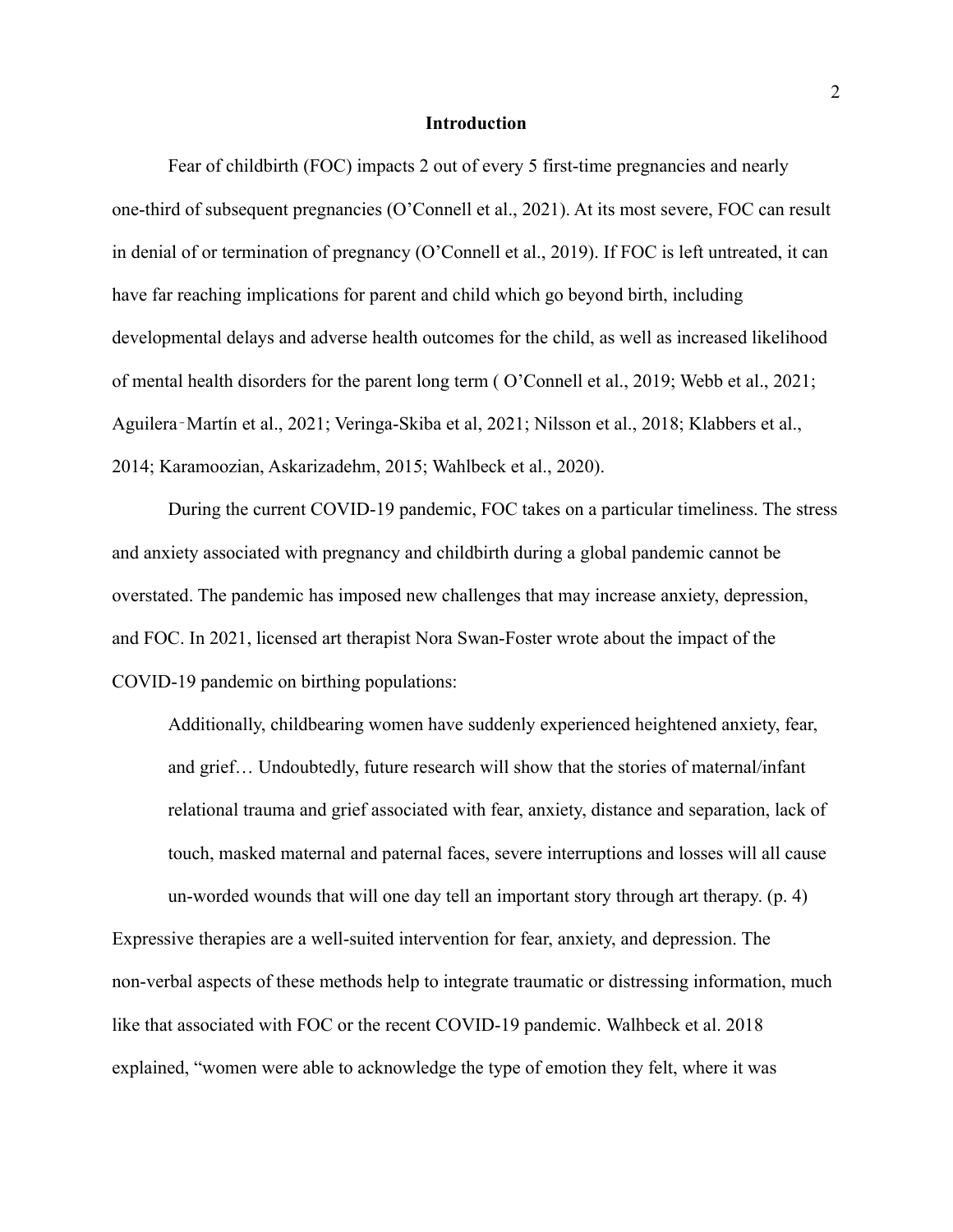## Introduction

Fear of childbirth (FOC) impacts 2 out of every 5 first-time pregnancies and nearly one-third of subsequent pregnancies (O'Connell et al., 2021). At its most severe, FOC can result in denial of or termination of pregnancy (O'Connell et al., 2019). If FOC is left untreated, it can have far reaching implications for parent and child which go beyond birth, including developmental delays and adverse health outcomes for the child, as well as increased likelihood of mental health disorders for the parent long term ( O'Connell et al., 2019; Webb et al., 2021; Aguilera‑Martín et al., 2021; Veringa-Skiba et al, 2021; Nilsson et al., 2018; Klabbers et al., 2014; Karamoozian, Askarizadehm, 2015; Wahlbeck et al., 2020).

During the current COVID-19 pandemic, FOC takes on a particular timeliness. The stress and anxiety associated with pregnancy and childbirth during a global pandemic cannot be overstated. The pandemic has imposed new challenges that may increase anxiety, depression, and FOC. In 2021, licensed art therapist Nora Swan-Foster wrote about the impact of the COVID-19 pandemic on birthing populations:

> Additionally, childbearing women have suddenly experienced heightened anxiety, fear, and grief… Undoubtedly, future research will show that the stories of maternal/infant relational trauma and grief associated with fear, anxiety, distance and separation, lack of touch, masked maternal and paternal faces, severe interruptions and losses will all cause un-worded wounds that will one day tell an important story through art therapy. (p. 4)

Expressive therapies are a well-suited intervention for fear, anxiety, and depression. The non-verbal aspects of these methods help to integrate traumatic or distressing information, much like that associated with FOC or the recent COVID-19 pandemic. Walhbeck et al. 2018 explained, "women were able to acknowledge the type of emotion they felt, where it was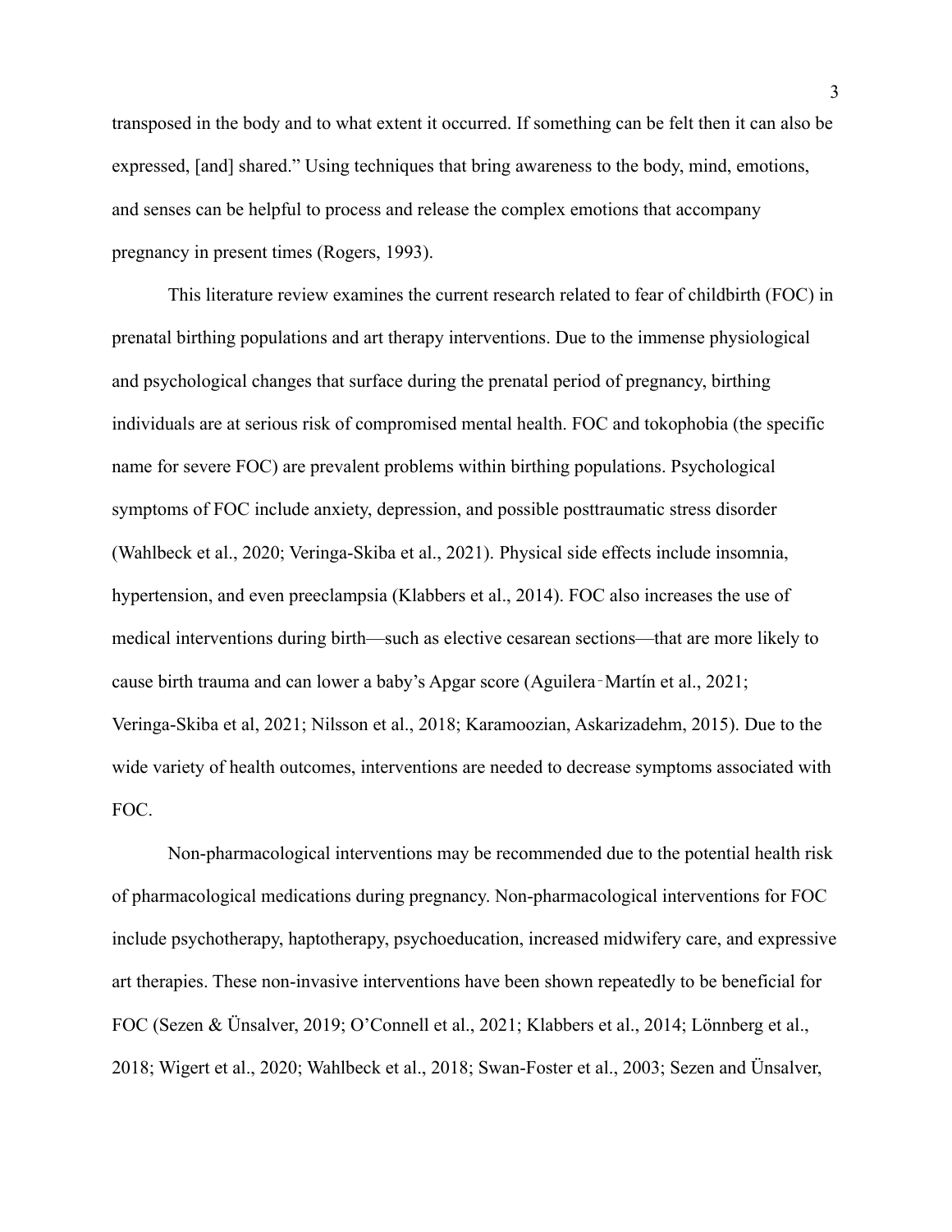transposed in the body and to what extent it occurred. If something can be felt then it can also be expressed, [and] shared." Using techniques that bring awareness to the body, mind, emotions, and senses can be helpful to process and release the complex emotions that accompany pregnancy in present times (Rogers, 1993).

This literature review examines the current research related to fear of childbirth (FOC) in prenatal birthing populations and art therapy interventions. Due to the immense physiological and psychological changes that surface during the prenatal period of pregnancy, birthing individuals are at serious risk of compromised mental health. FOC and tokophobia (the specific name for severe FOC) are prevalent problems within birthing populations. Psychological symptoms of FOC include anxiety, depression, and possible posttraumatic stress disorder (Wahlbeck et al., 2020; Veringa-Skiba et al., 2021). Physical side effects include insomnia, hypertension, and even preeclampsia (Klabbers et al., 2014). FOC also increases the use of medical interventions during birth—such as elective cesarean sections—that are more likely to cause birth trauma and can lower a baby's Apgar score (Aguilera‑Martín et al., 2021; Veringa-Skiba et al, 2021; Nilsson et al., 2018; Karamoozian, Askarizadehm, 2015). Due to the wide variety of health outcomes, interventions are needed to decrease symptoms associated with FOC.

Non-pharmacological interventions may be recommended due to the potential health risk of pharmacological medications during pregnancy. Non-pharmacological interventions for FOC include psychotherapy, haptotherapy, psychoeducation, increased midwifery care, and expressive art therapies. These non-invasive interventions have been shown repeatedly to be beneficial for FOC (Sezen & Ünsalver, 2019; O'Connell et al., 2021; Klabbers et al., 2014; Lönnberg et al., 2018; Wigert et al., 2020; Wahlbeck et al., 2018; Swan-Foster et al., 2003; Sezen and Ünsalver,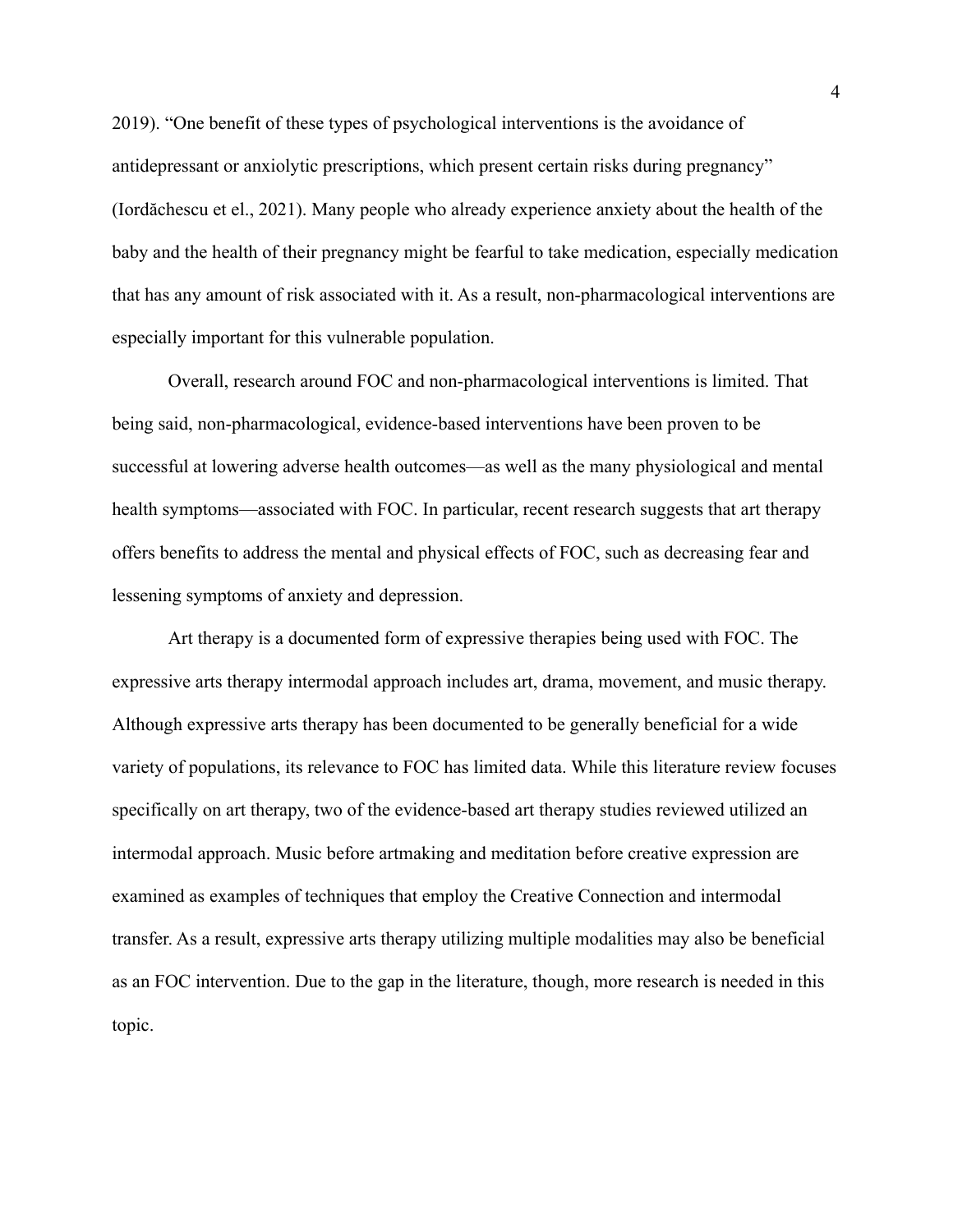2019). "One benefit of these types of psychological interventions is the avoidance of antidepressant or anxiolytic prescriptions, which present certain risks during pregnancy" (Iordăchescu et el., 2021). Many people who already experience anxiety about the health of the baby and the health of their pregnancy might be fearful to take medication, especially medication that has any amount of risk associated with it. As a result, non-pharmacological interventions are especially important for this vulnerable population.

Overall, research around FOC and non-pharmacological interventions is limited. That being said, non-pharmacological, evidence-based interventions have been proven to be successful at lowering adverse health outcomes—as well as the many physiological and mental health symptoms—associated with FOC. In particular, recent research suggests that art therapy offers benefits to address the mental and physical effects of FOC, such as decreasing fear and lessening symptoms of anxiety and depression.

Art therapy is a documented form of expressive therapies being used with FOC. The expressive arts therapy intermodal approach includes art, drama, movement, and music therapy. Although expressive arts therapy has been documented to be generally beneficial for a wide variety of populations, its relevance to FOC has limited data. While this literature review focuses specifically on art therapy, two of the evidence-based art therapy studies reviewed utilized an intermodal approach. Music before artmaking and meditation before creative expression are examined as examples of techniques that employ the Creative Connection and intermodal transfer. As a result, expressive arts therapy utilizing multiple modalities may also be beneficial as an FOC intervention. Due to the gap in the literature, though, more research is needed in this topic.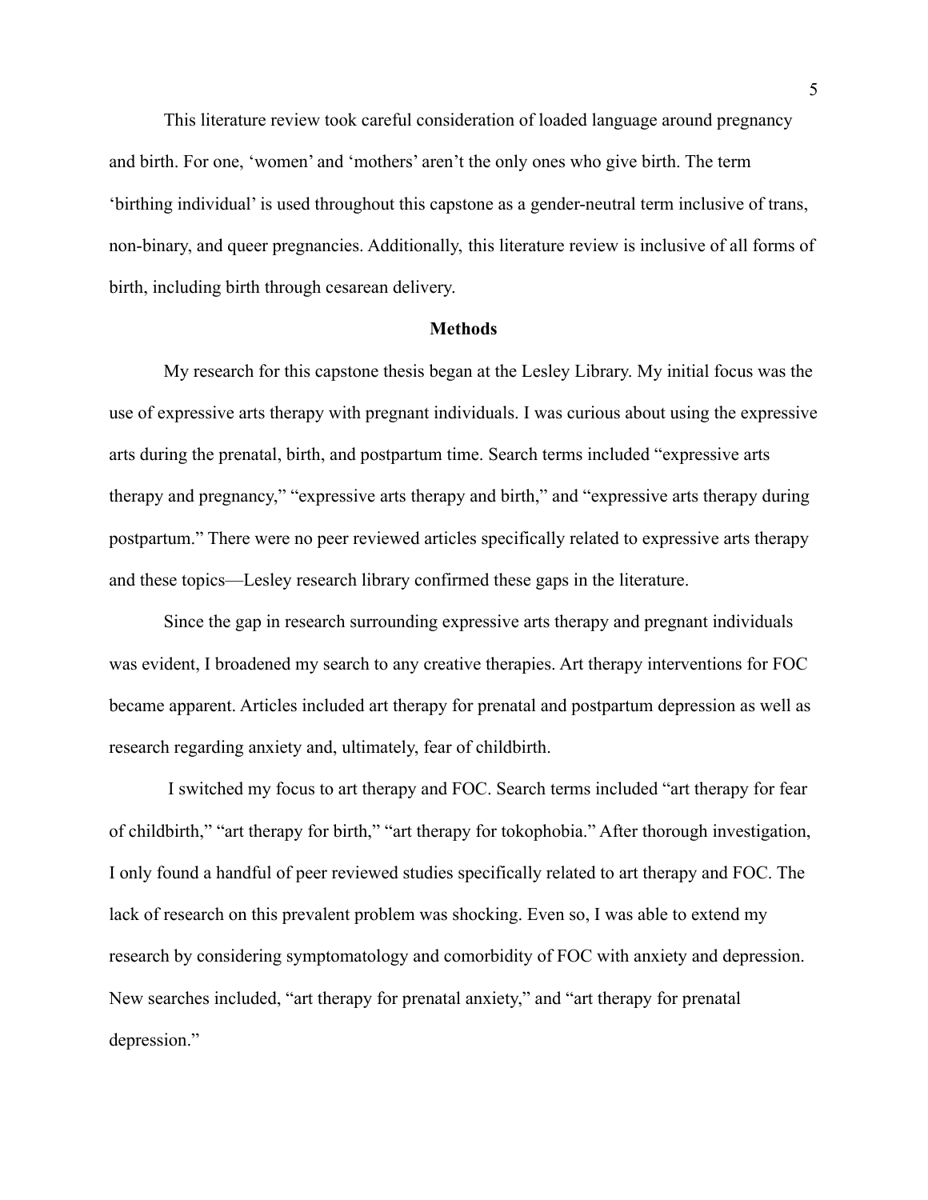This literature review took careful consideration of loaded language around pregnancy and birth. For one, 'women' and 'mothers' aren't the only ones who give birth. The term 'birthing individual' is used throughout this capstone as a gender-neutral term inclusive of trans, non-binary, and queer pregnancies. Additionally, this literature review is inclusive of all forms of birth, including birth through cesarean delivery.

## Methods

My research for this capstone thesis began at the Lesley Library. My initial focus was the use of expressive arts therapy with pregnant individuals. I was curious about using the expressive arts during the prenatal, birth, and postpartum time. Search terms included "expressive arts therapy and pregnancy," "expressive arts therapy and birth," and "expressive arts therapy during postpartum." There were no peer reviewed articles specifically related to expressive arts therapy and these topics—Lesley research library confirmed these gaps in the literature.

Since the gap in research surrounding expressive arts therapy and pregnant individuals was evident, I broadened my search to any creative therapies. Art therapy interventions for FOC became apparent. Articles included art therapy for prenatal and postpartum depression as well as research regarding anxiety and, ultimately, fear of childbirth.

I switched my focus to art therapy and FOC. Search terms included "art therapy for fear of childbirth," "art therapy for birth," "art therapy for tokophobia." After thorough investigation, I only found a handful of peer reviewed studies specifically related to art therapy and FOC. The lack of research on this prevalent problem was shocking. Even so, I was able to extend my research by considering symptomatology and comorbidity of FOC with anxiety and depression. New searches included, "art therapy for prenatal anxiety," and "art therapy for prenatal depression."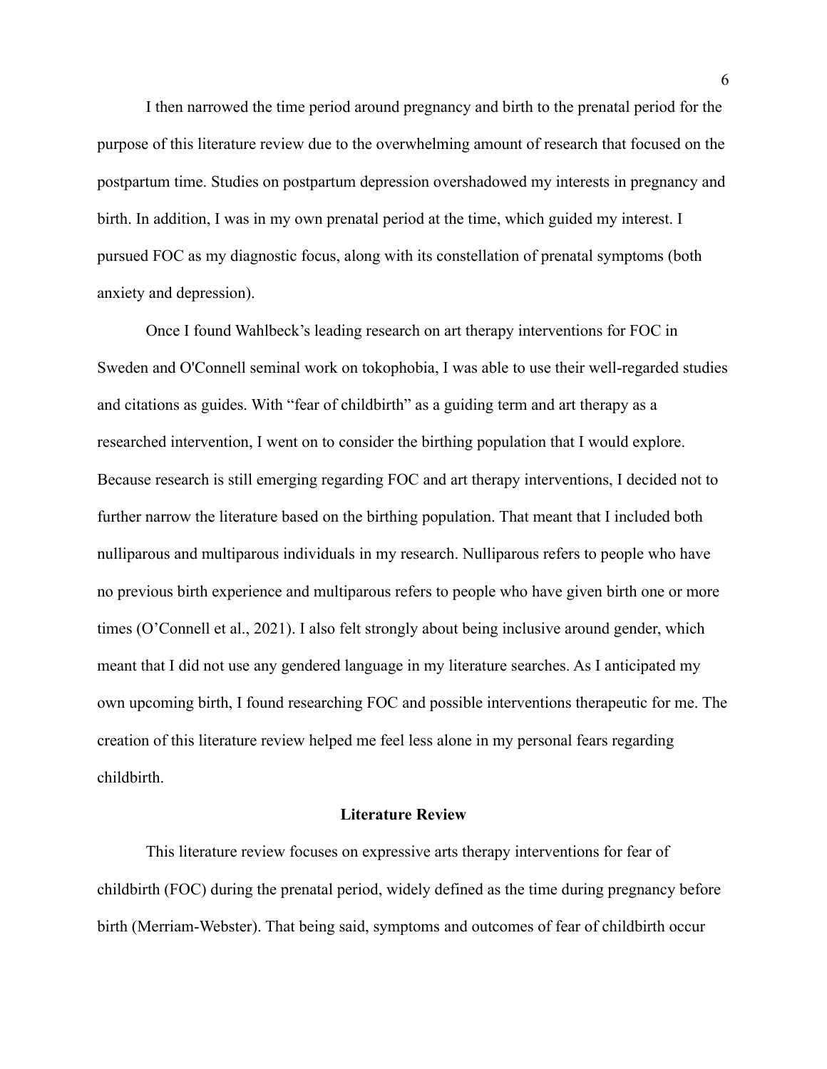I then narrowed the time period around pregnancy and birth to the prenatal period for the purpose of this literature review due to the overwhelming amount of research that focused on the postpartum time. Studies on postpartum depression overshadowed my interests in pregnancy and birth. In addition, I was in my own prenatal period at the time, which guided my interest. I pursued FOC as my diagnostic focus, along with its constellation of prenatal symptoms (both anxiety and depression).

Once I found Wahlbeck's leading research on art therapy interventions for FOC in Sweden and O'Connell seminal work on tokophobia, I was able to use their well-regarded studies and citations as guides. With "fear of childbirth" as a guiding term and art therapy as a researched intervention, I went on to consider the birthing population that I would explore. Because research is still emerging regarding FOC and art therapy interventions, I decided not to further narrow the literature based on the birthing population. That meant that I included both nulliparous and multiparous individuals in my research. Nulliparous refers to people who have no previous birth experience and multiparous refers to people who have given birth one or more times (O'Connell et al., 2021). I also felt strongly about being inclusive around gender, which meant that I did not use any gendered language in my literature searches. As I anticipated my own upcoming birth, I found researching FOC and possible interventions therapeutic for me. The creation of this literature review helped me feel less alone in my personal fears regarding childbirth.

## Literature Review

This literature review focuses on expressive arts therapy interventions for fear of childbirth (FOC) during the prenatal period, widely defined as the time during pregnancy before birth (Merriam-Webster). That being said, symptoms and outcomes of fear of childbirth occur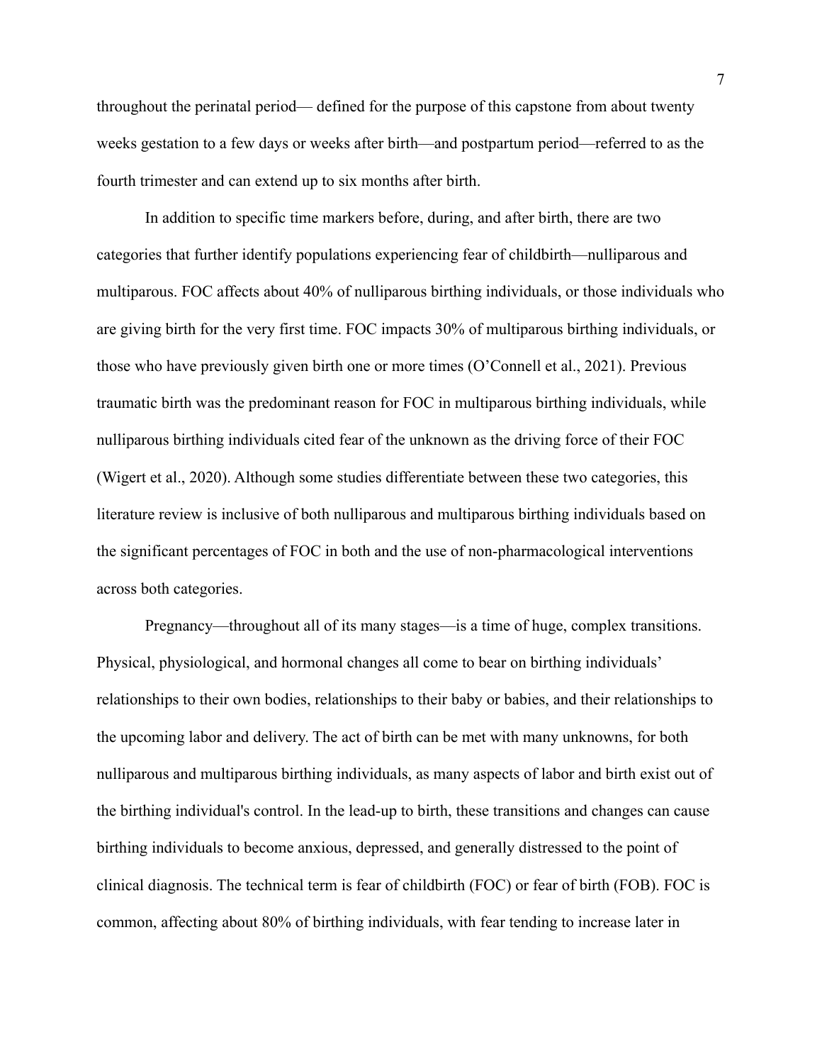throughout the perinatal period— defined for the purpose of this capstone from about twenty weeks gestation to a few days or weeks after birth—and postpartum period—referred to as the fourth trimester and can extend up to six months after birth.

In addition to specific time markers before, during, and after birth, there are two categories that further identify populations experiencing fear of childbirth—nulliparous and multiparous. FOC affects about 40% of nulliparous birthing individuals, or those individuals who are giving birth for the very first time. FOC impacts 30% of multiparous birthing individuals, or those who have previously given birth one or more times (O'Connell et al., 2021). Previous traumatic birth was the predominant reason for FOC in multiparous birthing individuals, while nulliparous birthing individuals cited fear of the unknown as the driving force of their FOC (Wigert et al., 2020). Although some studies differentiate between these two categories, this literature review is inclusive of both nulliparous and multiparous birthing individuals based on the significant percentages of FOC in both and the use of non-pharmacological interventions across both categories.

Pregnancy—throughout all of its many stages—is a time of huge, complex transitions. Physical, physiological, and hormonal changes all come to bear on birthing individuals' relationships to their own bodies, relationships to their baby or babies, and their relationships to the upcoming labor and delivery. The act of birth can be met with many unknowns, for both nulliparous and multiparous birthing individuals, as many aspects of labor and birth exist out of the birthing individual's control. In the lead-up to birth, these transitions and changes can cause birthing individuals to become anxious, depressed, and generally distressed to the point of clinical diagnosis. The technical term is fear of childbirth (FOC) or fear of birth (FOB). FOC is common, affecting about 80% of birthing individuals, with fear tending to increase later in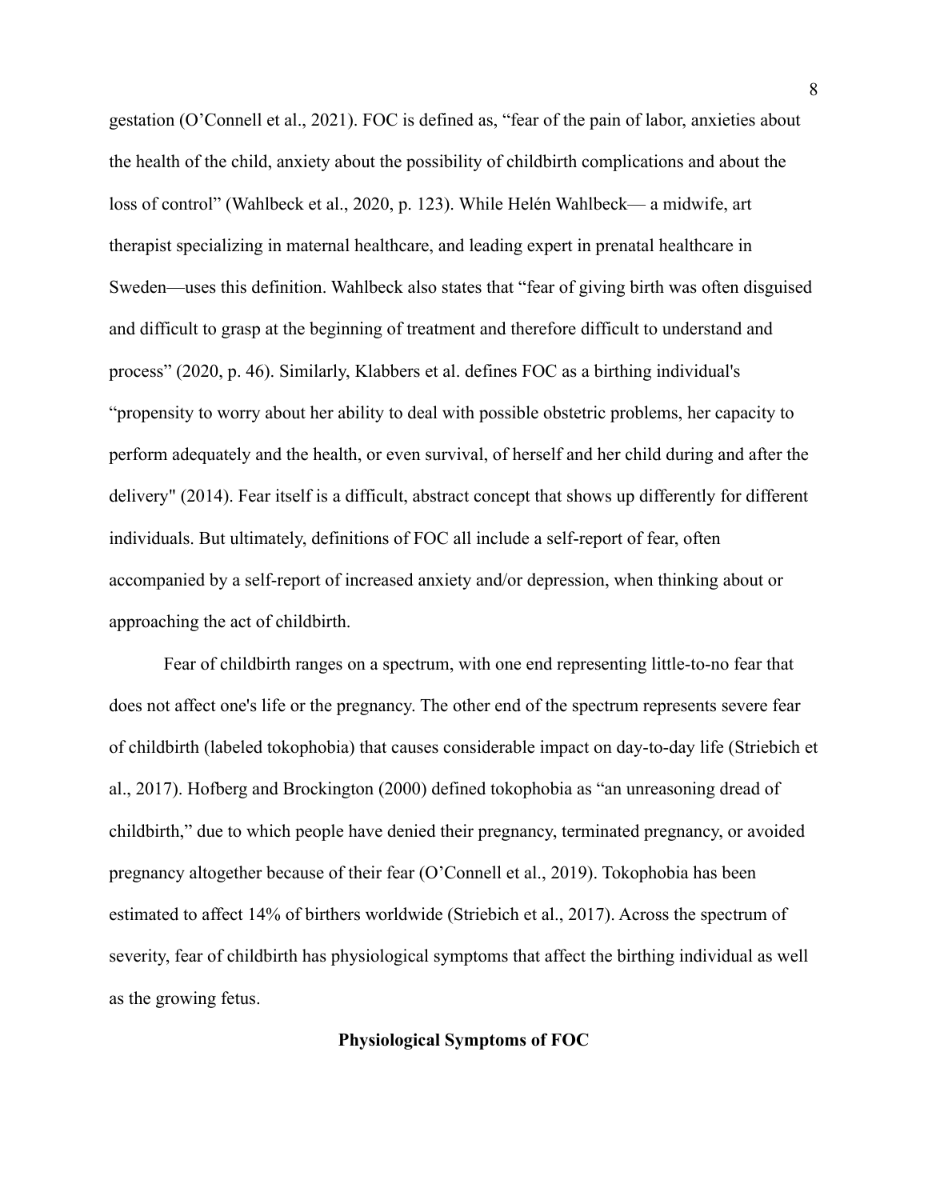gestation (O'Connell et al., 2021). FOC is defined as, "fear of the pain of labor, anxieties about the health of the child, anxiety about the possibility of childbirth complications and about the loss of control" (Wahlbeck et al., 2020, p. 123). While Helén Wahlbeck— a midwife, art therapist specializing in maternal healthcare, and leading expert in prenatal healthcare in Sweden—uses this definition. Wahlbeck also states that "fear of giving birth was often disguised and difficult to grasp at the beginning of treatment and therefore difficult to understand and process" (2020, p. 46). Similarly, Klabbers et al. defines FOC as a birthing individual's "propensity to worry about her ability to deal with possible obstetric problems, her capacity to perform adequately and the health, or even survival, of herself and her child during and after the delivery" (2014). Fear itself is a difficult, abstract concept that shows up differently for different individuals. But ultimately, definitions of FOC all include a self-report of fear, often accompanied by a self-report of increased anxiety and/or depression, when thinking about or approaching the act of childbirth.

Fear of childbirth ranges on a spectrum, with one end representing little-to-no fear that does not affect one's life or the pregnancy. The other end of the spectrum represents severe fear of childbirth (labeled tokophobia) that causes considerable impact on day-to-day life (Striebich et al., 2017). Hofberg and Brockington (2000) defined tokophobia as "an unreasoning dread of childbirth," due to which people have denied their pregnancy, terminated pregnancy, or avoided pregnancy altogether because of their fear (O'Connell et al., 2019). Tokophobia has been estimated to affect 14% of birthers worldwide (Striebich et al., 2017). Across the spectrum of severity, fear of childbirth has physiological symptoms that affect the birthing individual as well as the growing fetus.

## Physiological Symptoms of FOC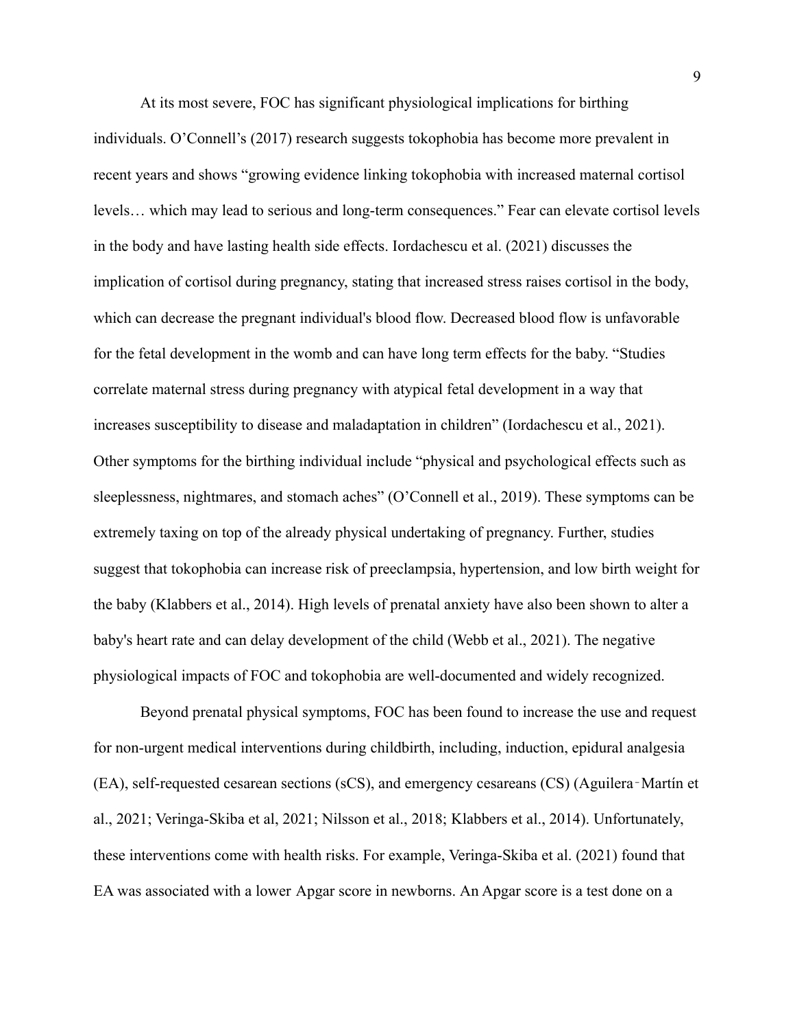At its most severe, FOC has significant physiological implications for birthing individuals. O'Connell's (2017) research suggests tokophobia has become more prevalent in recent years and shows "growing evidence linking tokophobia with increased maternal cortisol levels… which may lead to serious and long-term consequences." Fear can elevate cortisol levels in the body and have lasting health side effects. Iordachescu et al. (2021) discusses the implication of cortisol during pregnancy, stating that increased stress raises cortisol in the body, which can decrease the pregnant individual's blood flow. Decreased blood flow is unfavorable for the fetal development in the womb and can have long term effects for the baby. "Studies correlate maternal stress during pregnancy with atypical fetal development in a way that increases susceptibility to disease and maladaptation in children" (Iordachescu et al., 2021). Other symptoms for the birthing individual include "physical and psychological effects such as sleeplessness, nightmares, and stomach aches" (O'Connell et al., 2019). These symptoms can be extremely taxing on top of the already physical undertaking of pregnancy. Further, studies suggest that tokophobia can increase risk of preeclampsia, hypertension, and low birth weight for the baby (Klabbers et al., 2014). High levels of prenatal anxiety have also been shown to alter a baby's heart rate and can delay development of the child (Webb et al., 2021). The negative physiological impacts of FOC and tokophobia are well-documented and widely recognized.

Beyond prenatal physical symptoms, FOC has been found to increase the use and request for non-urgent medical interventions during childbirth, including, induction, epidural analgesia (EA), self-requested cesarean sections (sCS), and emergency cesareans (CS) (Aguilera‑Martín et al., 2021; Veringa-Skiba et al, 2021; Nilsson et al., 2018; Klabbers et al., 2014). Unfortunately, these interventions come with health risks. For example, Veringa-Skiba et al. (2021) found that EA was associated with a lower Apgar score in newborns. An Apgar score is a test done on a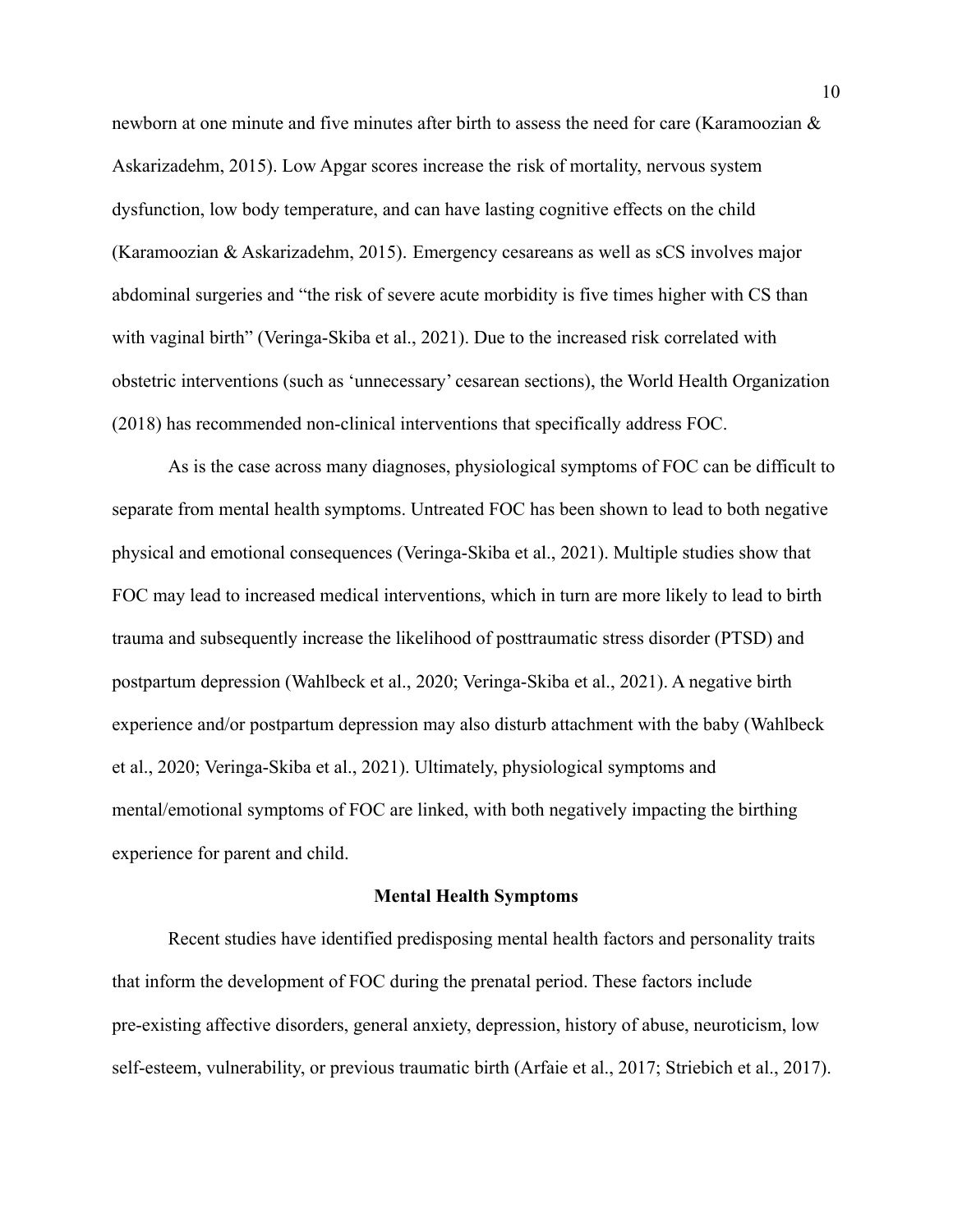newborn at one minute and five minutes after birth to assess the need for care (Karamoozian & Askarizadehm, 2015). Low Apgar scores increase the risk of mortality, nervous system dysfunction, low body temperature, and can have lasting cognitive effects on the child (Karamoozian & Askarizadehm, 2015). Emergency cesareans as well as sCS involves major abdominal surgeries and "the risk of severe acute morbidity is five times higher with CS than with vaginal birth" (Veringa-Skiba et al., 2021). Due to the increased risk correlated with obstetric interventions (such as 'unnecessary' cesarean sections), the World Health Organization (2018) has recommended non-clinical interventions that specifically address FOC.

As is the case across many diagnoses, physiological symptoms of FOC can be difficult to separate from mental health symptoms. Untreated FOC has been shown to lead to both negative physical and emotional consequences (Veringa-Skiba et al., 2021). Multiple studies show that FOC may lead to increased medical interventions, which in turn are more likely to lead to birth trauma and subsequently increase the likelihood of posttraumatic stress disorder (PTSD) and postpartum depression (Wahlbeck et al., 2020; Veringa-Skiba et al., 2021). A negative birth experience and/or postpartum depression may also disturb attachment with the baby (Wahlbeck et al., 2020; Veringa-Skiba et al., 2021). Ultimately, physiological symptoms and mental/emotional symptoms of FOC are linked, with both negatively impacting the birthing experience for parent and child.

## Mental Health Symptoms

Recent studies have identified predisposing mental health factors and personality traits that inform the development of FOC during the prenatal period. These factors include pre-existing affective disorders, general anxiety, depression, history of abuse, neuroticism, low self-esteem, vulnerability, or previous traumatic birth (Arfaie et al., 2017; Striebich et al., 2017).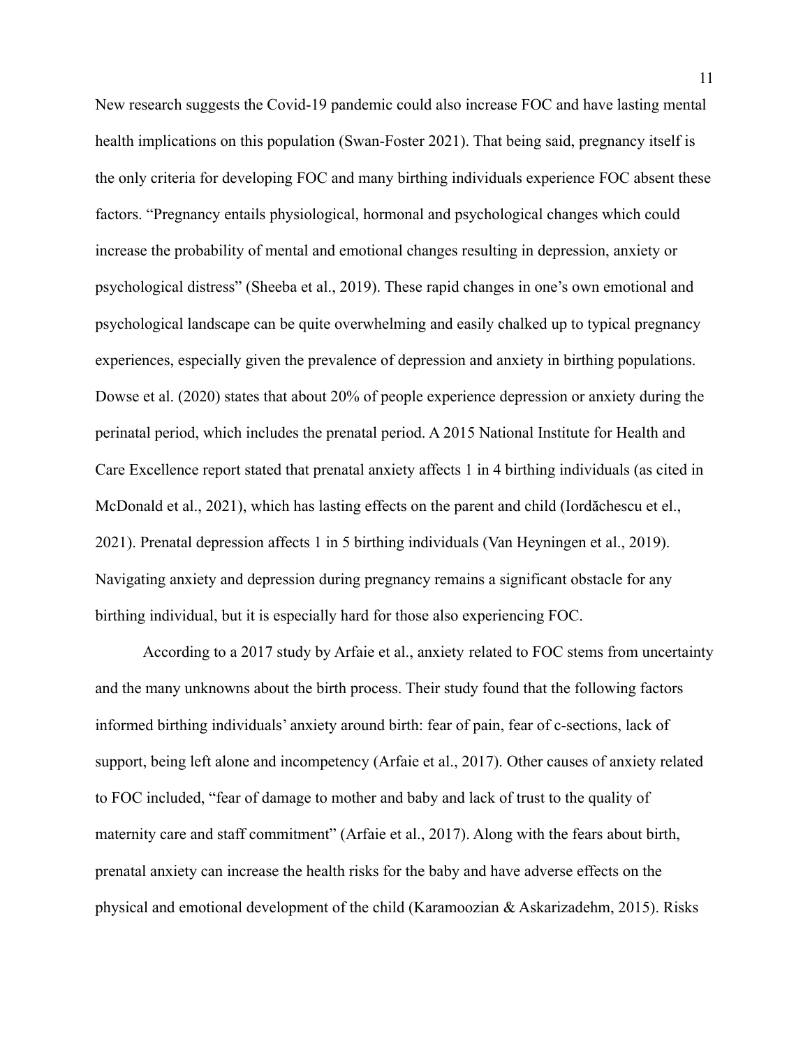New research suggests the Covid-19 pandemic could also increase FOC and have lasting mental health implications on this population (Swan-Foster 2021). That being said, pregnancy itself is the only criteria for developing FOC and many birthing individuals experience FOC absent these factors. "Pregnancy entails physiological, hormonal and psychological changes which could increase the probability of mental and emotional changes resulting in depression, anxiety or psychological distress" (Sheeba et al., 2019). These rapid changes in one's own emotional and psychological landscape can be quite overwhelming and easily chalked up to typical pregnancy experiences, especially given the prevalence of depression and anxiety in birthing populations. Dowse et al. (2020) states that about 20% of people experience depression or anxiety during the perinatal period, which includes the prenatal period. A 2015 National Institute for Health and Care Excellence report stated that prenatal anxiety affects 1 in 4 birthing individuals (as cited in McDonald et al., 2021), which has lasting effects on the parent and child (Iordăchescu et el., 2021). Prenatal depression affects 1 in 5 birthing individuals (Van Heyningen et al., 2019). Navigating anxiety and depression during pregnancy remains a significant obstacle for any birthing individual, but it is especially hard for those also experiencing FOC.

According to a 2017 study by Arfaie et al., anxiety related to FOC stems from uncertainty and the many unknowns about the birth process. Their study found that the following factors informed birthing individuals' anxiety around birth: fear of pain, fear of c-sections, lack of support, being left alone and incompetency (Arfaie et al., 2017). Other causes of anxiety related to FOC included, "fear of damage to mother and baby and lack of trust to the quality of maternity care and staff commitment" (Arfaie et al., 2017). Along with the fears about birth, prenatal anxiety can increase the health risks for the baby and have adverse effects on the physical and emotional development of the child (Karamoozian & Askarizadehm, 2015). Risks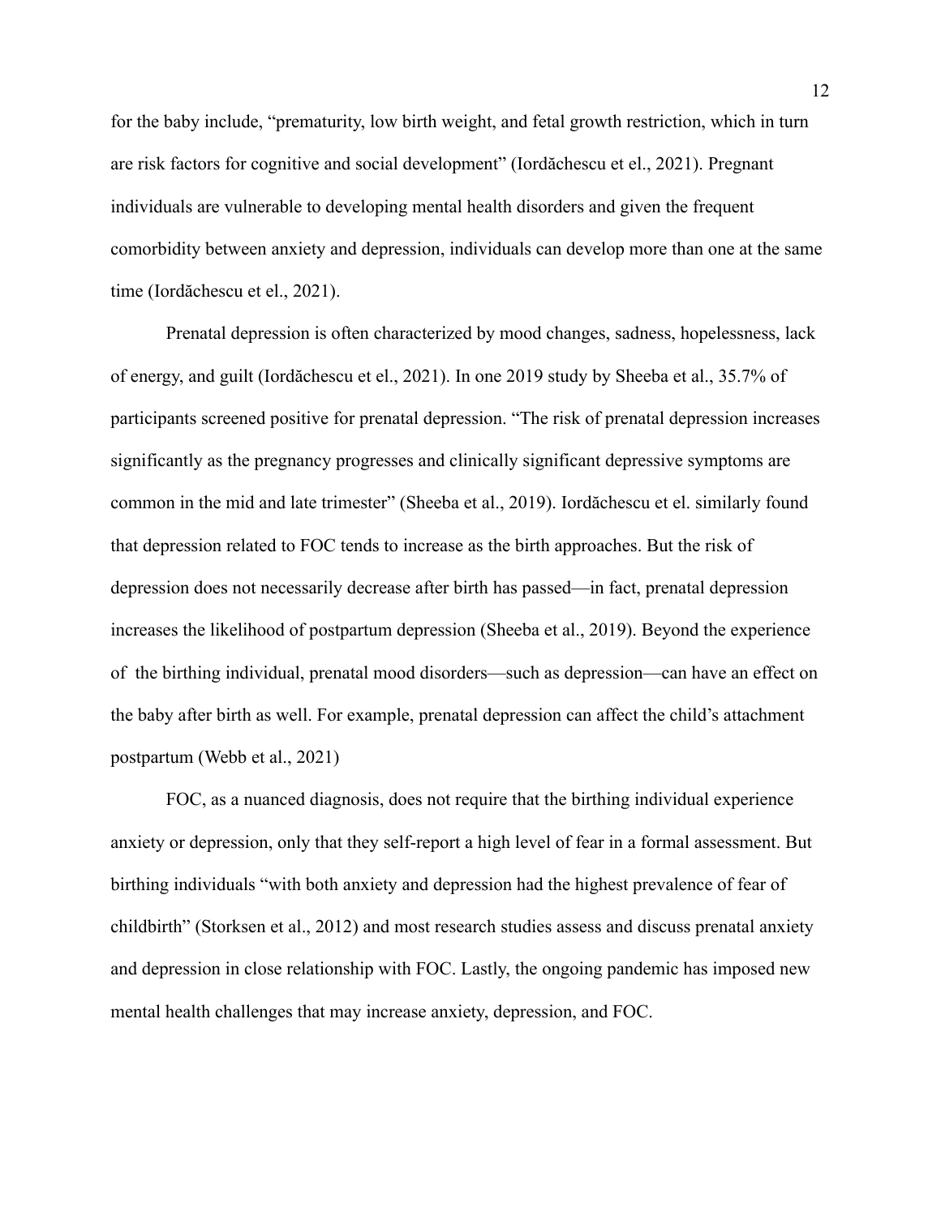for the baby include, "prematurity, low birth weight, and fetal growth restriction, which in turn are risk factors for cognitive and social development" (Iordăchescu et el., 2021). Pregnant individuals are vulnerable to developing mental health disorders and given the frequent comorbidity between anxiety and depression, individuals can develop more than one at the same time (Iordăchescu et el., 2021).

Prenatal depression is often characterized by mood changes, sadness, hopelessness, lack of energy, and guilt (Iordăchescu et el., 2021). In one 2019 study by Sheeba et al., 35.7% of participants screened positive for prenatal depression. "The risk of prenatal depression increases significantly as the pregnancy progresses and clinically significant depressive symptoms are common in the mid and late trimester" (Sheeba et al., 2019). Iordăchescu et el. similarly found that depression related to FOC tends to increase as the birth approaches. But the risk of depression does not necessarily decrease after birth has passed—in fact, prenatal depression increases the likelihood of postpartum depression (Sheeba et al., 2019). Beyond the experience of  the birthing individual, prenatal mood disorders—such as depression—can have an effect on the baby after birth as well. For example, prenatal depression can affect the child's attachment postpartum (Webb et al., 2021)

FOC, as a nuanced diagnosis, does not require that the birthing individual experience anxiety or depression, only that they self-report a high level of fear in a formal assessment. But birthing individuals "with both anxiety and depression had the highest prevalence of fear of childbirth" (Storksen et al., 2012) and most research studies assess and discuss prenatal anxiety and depression in close relationship with FOC. Lastly, the ongoing pandemic has imposed new mental health challenges that may increase anxiety, depression, and FOC.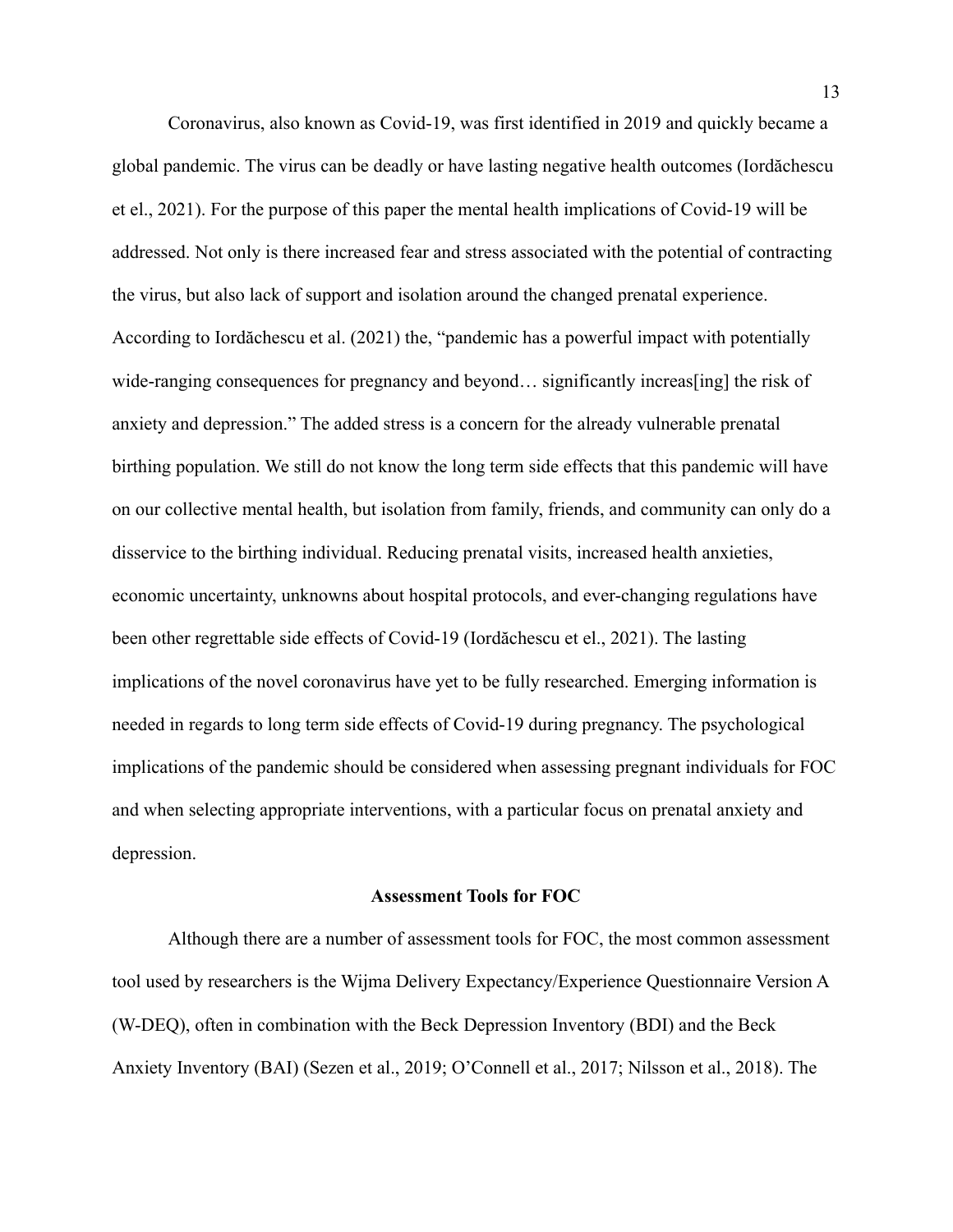Coronavirus, also known as Covid-19, was first identified in 2019 and quickly became a global pandemic. The virus can be deadly or have lasting negative health outcomes (Iordăchescu et el., 2021). For the purpose of this paper the mental health implications of Covid-19 will be addressed. Not only is there increased fear and stress associated with the potential of contracting the virus, but also lack of support and isolation around the changed prenatal experience. According to Iordăchescu et al. (2021) the, "pandemic has a powerful impact with potentially wide-ranging consequences for pregnancy and beyond… significantly increas[ing] the risk of anxiety and depression." The added stress is a concern for the already vulnerable prenatal birthing population. We still do not know the long term side effects that this pandemic will have on our collective mental health, but isolation from family, friends, and community can only do a disservice to the birthing individual. Reducing prenatal visits, increased health anxieties, economic uncertainty, unknowns about hospital protocols, and ever-changing regulations have been other regrettable side effects of Covid-19 (Iordăchescu et el., 2021). The lasting implications of the novel coronavirus have yet to be fully researched. Emerging information is needed in regards to long term side effects of Covid-19 during pregnancy. The psychological implications of the pandemic should be considered when assessing pregnant individuals for FOC and when selecting appropriate interventions, with a particular focus on prenatal anxiety and depression.

## Assessment Tools for FOC

Although there are a number of assessment tools for FOC, the most common assessment tool used by researchers is the Wijma Delivery Expectancy/Experience Questionnaire Version A (W-DEQ), often in combination with the Beck Depression Inventory (BDI) and the Beck Anxiety Inventory (BAI) (Sezen et al., 2019; O'Connell et al., 2017; Nilsson et al., 2018). The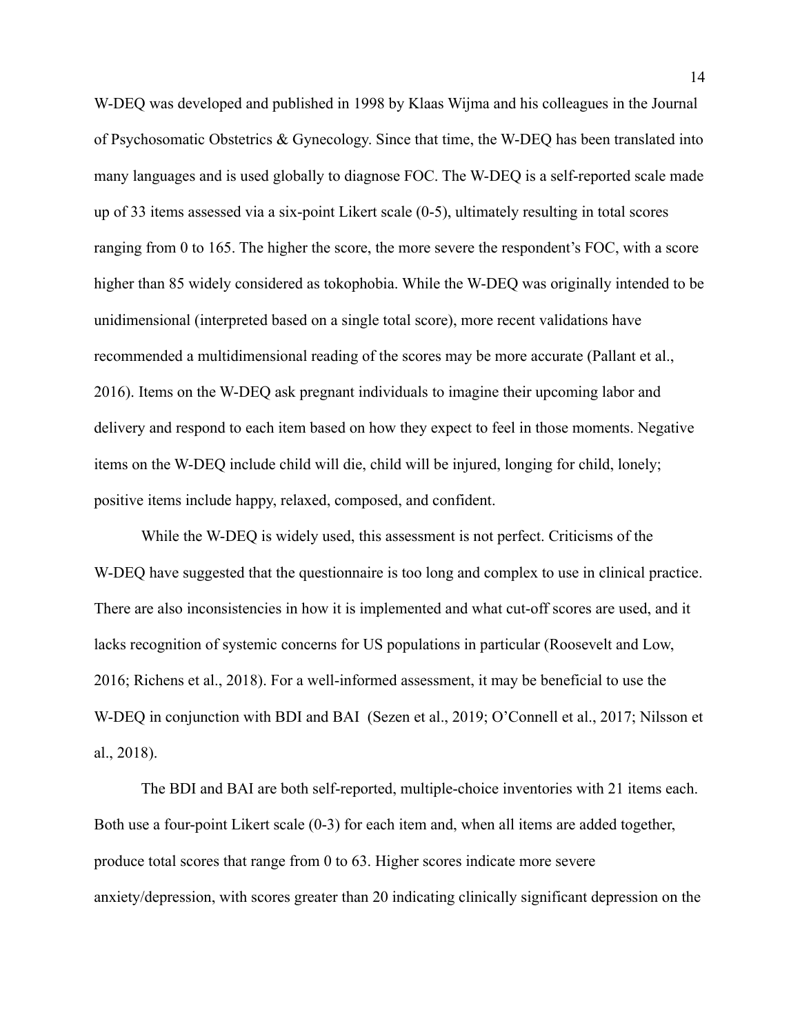W-DEQ was developed and published in 1998 by Klaas Wijma and his colleagues in the Journal of Psychosomatic Obstetrics & Gynecology. Since that time, the W-DEQ has been translated into many languages and is used globally to diagnose FOC. The W-DEQ is a self-reported scale made up of 33 items assessed via a six-point Likert scale (0-5), ultimately resulting in total scores ranging from 0 to 165. The higher the score, the more severe the respondent's FOC, with a score higher than 85 widely considered as tokophobia. While the W-DEQ was originally intended to be unidimensional (interpreted based on a single total score), more recent validations have recommended a multidimensional reading of the scores may be more accurate (Pallant et al., 2016). Items on the W-DEQ ask pregnant individuals to imagine their upcoming labor and delivery and respond to each item based on how they expect to feel in those moments. Negative items on the W-DEQ include child will die, child will be injured, longing for child, lonely; positive items include happy, relaxed, composed, and confident.

While the W-DEQ is widely used, this assessment is not perfect. Criticisms of the W-DEQ have suggested that the questionnaire is too long and complex to use in clinical practice. There are also inconsistencies in how it is implemented and what cut-off scores are used, and it lacks recognition of systemic concerns for US populations in particular (Roosevelt and Low, 2016; Richens et al., 2018). For a well-informed assessment, it may be beneficial to use the W-DEQ in conjunction with BDI and BAI (Sezen et al., 2019; O'Connell et al., 2017; Nilsson et al., 2018).

The BDI and BAI are both self-reported, multiple-choice inventories with 21 items each. Both use a four-point Likert scale (0-3) for each item and, when all items are added together, produce total scores that range from 0 to 63. Higher scores indicate more severe anxiety/depression, with scores greater than 20 indicating clinically significant depression on the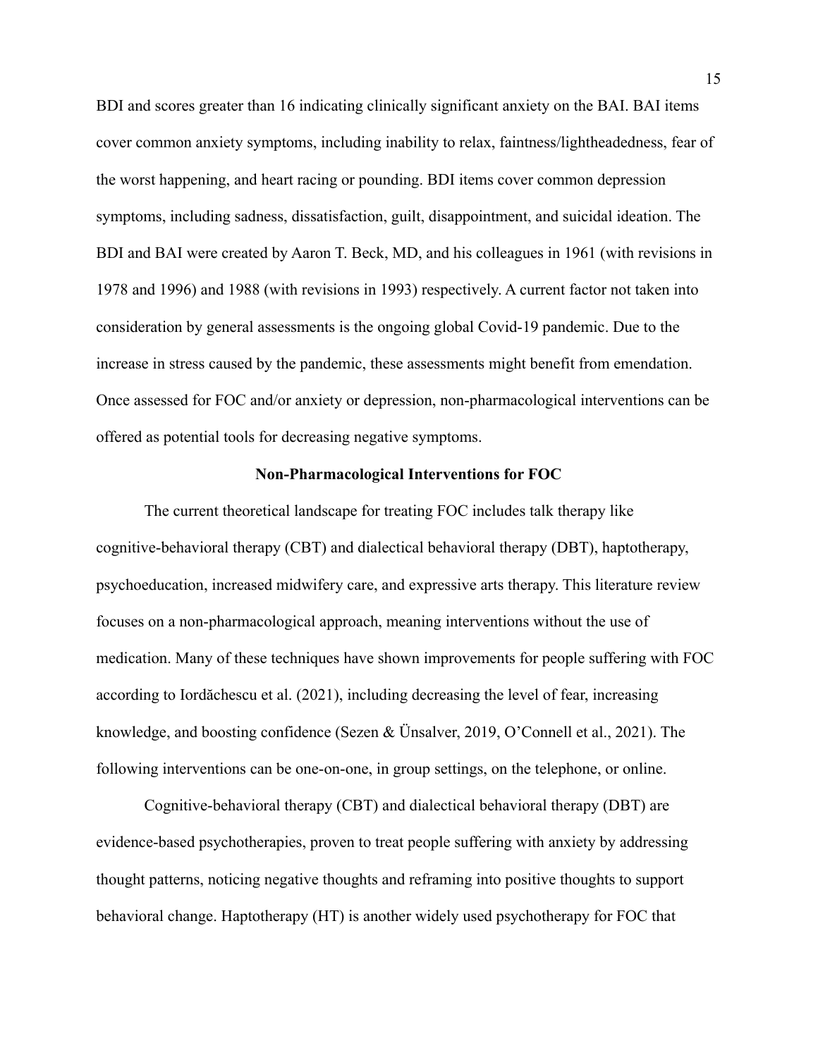BDI and scores greater than 16 indicating clinically significant anxiety on the BAI. BAI items cover common anxiety symptoms, including inability to relax, faintness/lightheadedness, fear of the worst happening, and heart racing or pounding. BDI items cover common depression symptoms, including sadness, dissatisfaction, guilt, disappointment, and suicidal ideation. The BDI and BAI were created by Aaron T. Beck, MD, and his colleagues in 1961 (with revisions in 1978 and 1996) and 1988 (with revisions in 1993) respectively. A current factor not taken into consideration by general assessments is the ongoing global Covid-19 pandemic. Due to the increase in stress caused by the pandemic, these assessments might benefit from emendation. Once assessed for FOC and/or anxiety or depression, non-pharmacological interventions can be offered as potential tools for decreasing negative symptoms.

## Non-Pharmacological Interventions for FOC

The current theoretical landscape for treating FOC includes talk therapy like cognitive-behavioral therapy (CBT) and dialectical behavioral therapy (DBT), haptotherapy, psychoeducation, increased midwifery care, and expressive arts therapy. This literature review focuses on a non-pharmacological approach, meaning interventions without the use of medication. Many of these techniques have shown improvements for people suffering with FOC according to Iordăchescu et al. (2021), including decreasing the level of fear, increasing knowledge, and boosting confidence (Sezen & Ünsalver, 2019, O'Connell et al., 2021). The following interventions can be one-on-one, in group settings, on the telephone, or online.

Cognitive-behavioral therapy (CBT) and dialectical behavioral therapy (DBT) are evidence-based psychotherapies, proven to treat people suffering with anxiety by addressing thought patterns, noticing negative thoughts and reframing into positive thoughts to support behavioral change. Haptotherapy (HT) is another widely used psychotherapy for FOC that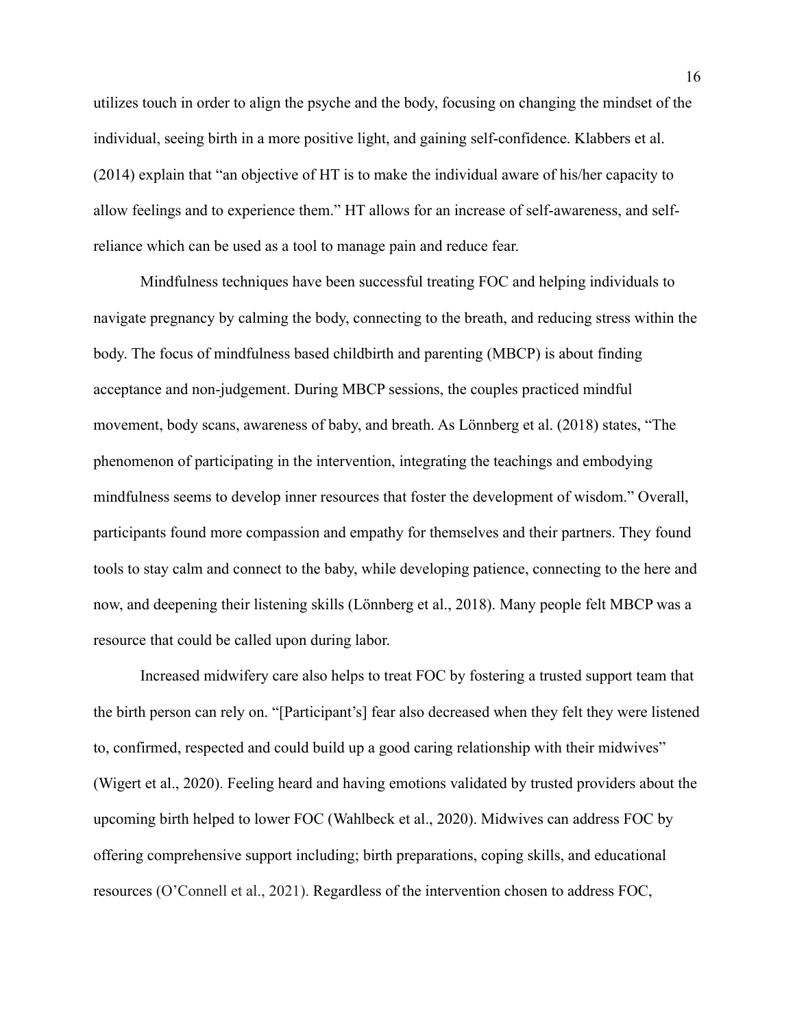utilizes touch in order to align the psyche and the body, focusing on changing the mindset of the individual, seeing birth in a more positive light, and gaining self-confidence. Klabbers et al. (2014) explain that "an objective of HT is to make the individual aware of his/her capacity to allow feelings and to experience them." HT allows for an increase of self-awareness, and self-reliance which can be used as a tool to manage pain and reduce fear.

Mindfulness techniques have been successful treating FOC and helping individuals to navigate pregnancy by calming the body, connecting to the breath, and reducing stress within the body. The focus of mindfulness based childbirth and parenting (MBCP) is about finding acceptance and non-judgement. During MBCP sessions, the couples practiced mindful movement, body scans, awareness of baby, and breath. As Lönnberg et al. (2018) states, "The phenomenon of participating in the intervention, integrating the teachings and embodying mindfulness seems to develop inner resources that foster the development of wisdom." Overall, participants found more compassion and empathy for themselves and their partners. They found tools to stay calm and connect to the baby, while developing patience, connecting to the here and now, and deepening their listening skills (Lönnberg et al., 2018). Many people felt MBCP was a resource that could be called upon during labor.

Increased midwifery care also helps to treat FOC by fostering a trusted support team that the birth person can rely on. "[Participant's] fear also decreased when they felt they were listened to, confirmed, respected and could build up a good caring relationship with their midwives" (Wigert et al., 2020). Feeling heard and having emotions validated by trusted providers about the upcoming birth helped to lower FOC (Wahlbeck et al., 2020). Midwives can address FOC by offering comprehensive support including; birth preparations, coping skills, and educational resources (O'Connell et al., 2021). Regardless of the intervention chosen to address FOC,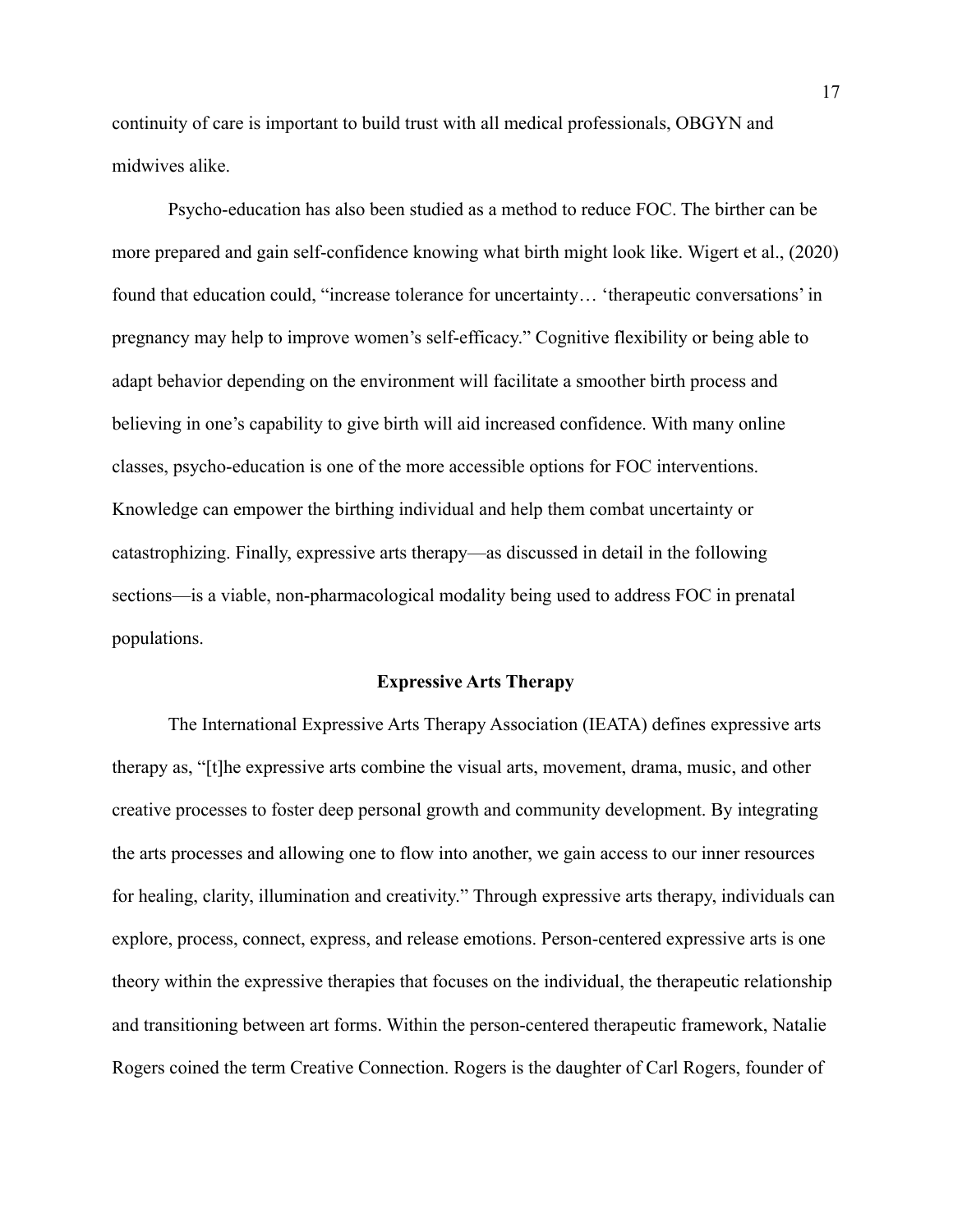continuity of care is important to build trust with all medical professionals, OBGYN and midwives alike.

Psycho-education has also been studied as a method to reduce FOC. The birther can be more prepared and gain self-confidence knowing what birth might look like. Wigert et al., (2020) found that education could, "increase tolerance for uncertainty… 'therapeutic conversations' in pregnancy may help to improve women's self-efficacy." Cognitive flexibility or being able to adapt behavior depending on the environment will facilitate a smoother birth process and believing in one's capability to give birth will aid increased confidence. With many online classes, psycho-education is one of the more accessible options for FOC interventions. Knowledge can empower the birthing individual and help them combat uncertainty or catastrophizing. Finally, expressive arts therapy—as discussed in detail in the following sections—is a viable, non-pharmacological modality being used to address FOC in prenatal populations.

## Expressive Arts Therapy

The International Expressive Arts Therapy Association (IEATA) defines expressive arts therapy as, "[t]he expressive arts combine the visual arts, movement, drama, music, and other creative processes to foster deep personal growth and community development. By integrating the arts processes and allowing one to flow into another, we gain access to our inner resources for healing, clarity, illumination and creativity." Through expressive arts therapy, individuals can explore, process, connect, express, and release emotions. Person-centered expressive arts is one theory within the expressive therapies that focuses on the individual, the therapeutic relationship and transitioning between art forms. Within the person-centered therapeutic framework, Natalie Rogers coined the term Creative Connection. Rogers is the daughter of Carl Rogers, founder of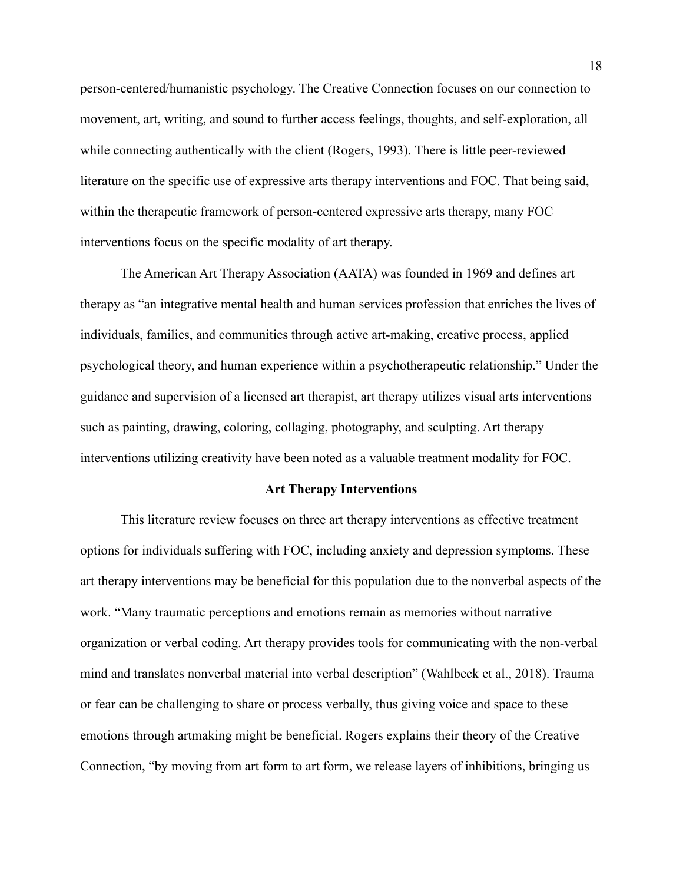person-centered/humanistic psychology. The Creative Connection focuses on our connection to movement, art, writing, and sound to further access feelings, thoughts, and self-exploration, all while connecting authentically with the client (Rogers, 1993). There is little peer-reviewed literature on the specific use of expressive arts therapy interventions and FOC. That being said, within the therapeutic framework of person-centered expressive arts therapy, many FOC interventions focus on the specific modality of art therapy.

The American Art Therapy Association (AATA) was founded in 1969 and defines art therapy as "an integrative mental health and human services profession that enriches the lives of individuals, families, and communities through active art-making, creative process, applied psychological theory, and human experience within a psychotherapeutic relationship." Under the guidance and supervision of a licensed art therapist, art therapy utilizes visual arts interventions such as painting, drawing, coloring, collaging, photography, and sculpting. Art therapy interventions utilizing creativity have been noted as a valuable treatment modality for FOC.

## Art Therapy Interventions

This literature review focuses on three art therapy interventions as effective treatment options for individuals suffering with FOC, including anxiety and depression symptoms. These art therapy interventions may be beneficial for this population due to the nonverbal aspects of the work. "Many traumatic perceptions and emotions remain as memories without narrative organization or verbal coding. Art therapy provides tools for communicating with the non-verbal mind and translates nonverbal material into verbal description" (Wahlbeck et al., 2018). Trauma or fear can be challenging to share or process verbally, thus giving voice and space to these emotions through artmaking might be beneficial. Rogers explains their theory of the Creative Connection, "by moving from art form to art form, we release layers of inhibitions, bringing us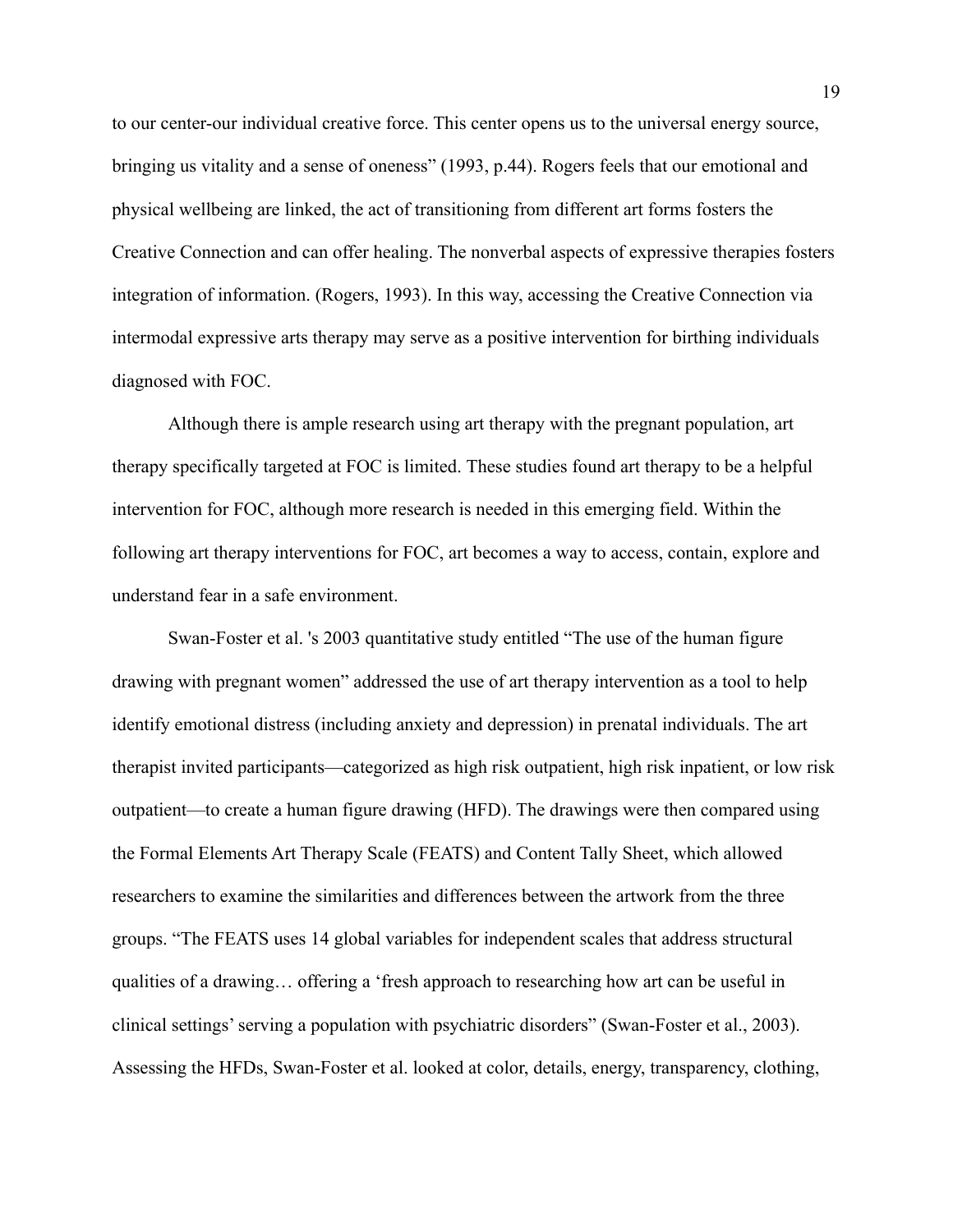to our center-our individual creative force. This center opens us to the universal energy source, bringing us vitality and a sense of oneness" (1993, p.44). Rogers feels that our emotional and physical wellbeing are linked, the act of transitioning from different art forms fosters the Creative Connection and can offer healing. The nonverbal aspects of expressive therapies fosters integration of information. (Rogers, 1993). In this way, accessing the Creative Connection via intermodal expressive arts therapy may serve as a positive intervention for birthing individuals diagnosed with FOC.

Although there is ample research using art therapy with the pregnant population, art therapy specifically targeted at FOC is limited. These studies found art therapy to be a helpful intervention for FOC, although more research is needed in this emerging field. Within the following art therapy interventions for FOC, art becomes a way to access, contain, explore and understand fear in a safe environment.

Swan-Foster et al. 's 2003 quantitative study entitled "The use of the human figure drawing with pregnant women" addressed the use of art therapy intervention as a tool to help identify emotional distress (including anxiety and depression) in prenatal individuals. The art therapist invited participants—categorized as high risk outpatient, high risk inpatient, or low risk outpatient—to create a human figure drawing (HFD). The drawings were then compared using the Formal Elements Art Therapy Scale (FEATS) and Content Tally Sheet, which allowed researchers to examine the similarities and differences between the artwork from the three groups. "The FEATS uses 14 global variables for independent scales that address structural qualities of a drawing… offering a 'fresh approach to researching how art can be useful in clinical settings' serving a population with psychiatric disorders" (Swan-Foster et al., 2003). Assessing the HFDs, Swan-Foster et al. looked at color, details, energy, transparency, clothing,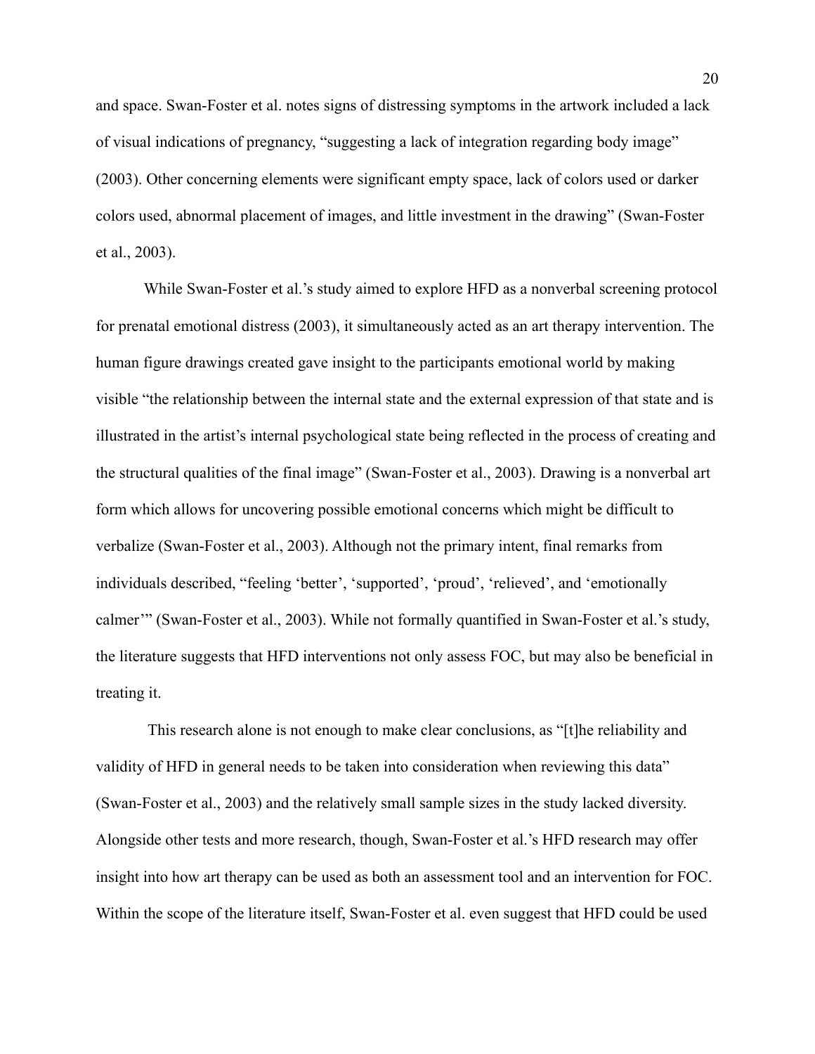and space. Swan-Foster et al. notes signs of distressing symptoms in the artwork included a lack of visual indications of pregnancy, "suggesting a lack of integration regarding body image" (2003). Other concerning elements were significant empty space, lack of colors used or darker colors used, abnormal placement of images, and little investment in the drawing" (Swan-Foster et al., 2003).

While Swan-Foster et al.'s study aimed to explore HFD as a nonverbal screening protocol for prenatal emotional distress (2003), it simultaneously acted as an art therapy intervention. The human figure drawings created gave insight to the participants emotional world by making visible "the relationship between the internal state and the external expression of that state and is illustrated in the artist's internal psychological state being reflected in the process of creating and the structural qualities of the final image" (Swan-Foster et al., 2003). Drawing is a nonverbal art form which allows for uncovering possible emotional concerns which might be difficult to verbalize (Swan-Foster et al., 2003). Although not the primary intent, final remarks from individuals described, "feeling 'better', 'supported', 'proud', 'relieved', and 'emotionally calmer'" (Swan-Foster et al., 2003). While not formally quantified in Swan-Foster et al.'s study, the literature suggests that HFD interventions not only assess FOC, but may also be beneficial in treating it.

This research alone is not enough to make clear conclusions, as "[t]he reliability and validity of HFD in general needs to be taken into consideration when reviewing this data" (Swan-Foster et al., 2003) and the relatively small sample sizes in the study lacked diversity. Alongside other tests and more research, though, Swan-Foster et al.'s HFD research may offer insight into how art therapy can be used as both an assessment tool and an intervention for FOC. Within the scope of the literature itself, Swan-Foster et al. even suggest that HFD could be used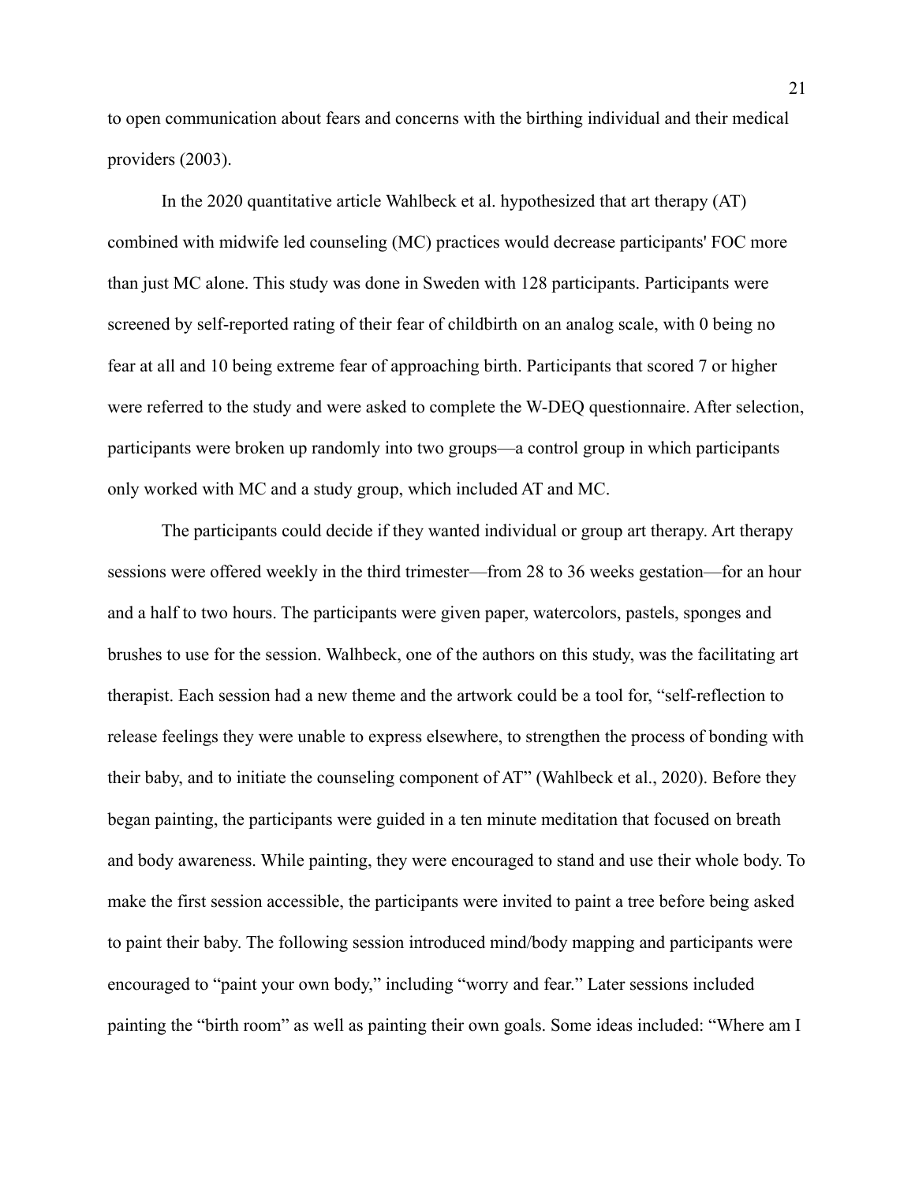to open communication about fears and concerns with the birthing individual and their medical providers (2003).

In the 2020 quantitative article Wahlbeck et al. hypothesized that art therapy (AT) combined with midwife led counseling (MC) practices would decrease participants' FOC more than just MC alone. This study was done in Sweden with 128 participants. Participants were screened by self-reported rating of their fear of childbirth on an analog scale, with 0 being no fear at all and 10 being extreme fear of approaching birth. Participants that scored 7 or higher were referred to the study and were asked to complete the W-DEQ questionnaire. After selection, participants were broken up randomly into two groups—a control group in which participants only worked with MC and a study group, which included AT and MC.

The participants could decide if they wanted individual or group art therapy. Art therapy sessions were offered weekly in the third trimester—from 28 to 36 weeks gestation—for an hour and a half to two hours. The participants were given paper, watercolors, pastels, sponges and brushes to use for the session. Walhbeck, one of the authors on this study, was the facilitating art therapist. Each session had a new theme and the artwork could be a tool for, "self-reflection to release feelings they were unable to express elsewhere, to strengthen the process of bonding with their baby, and to initiate the counseling component of AT" (Wahlbeck et al., 2020). Before they began painting, the participants were guided in a ten minute meditation that focused on breath and body awareness. While painting, they were encouraged to stand and use their whole body. To make the first session accessible, the participants were invited to paint a tree before being asked to paint their baby. The following session introduced mind/body mapping and participants were encouraged to "paint your own body," including "worry and fear." Later sessions included painting the "birth room" as well as painting their own goals. Some ideas included: "Where am I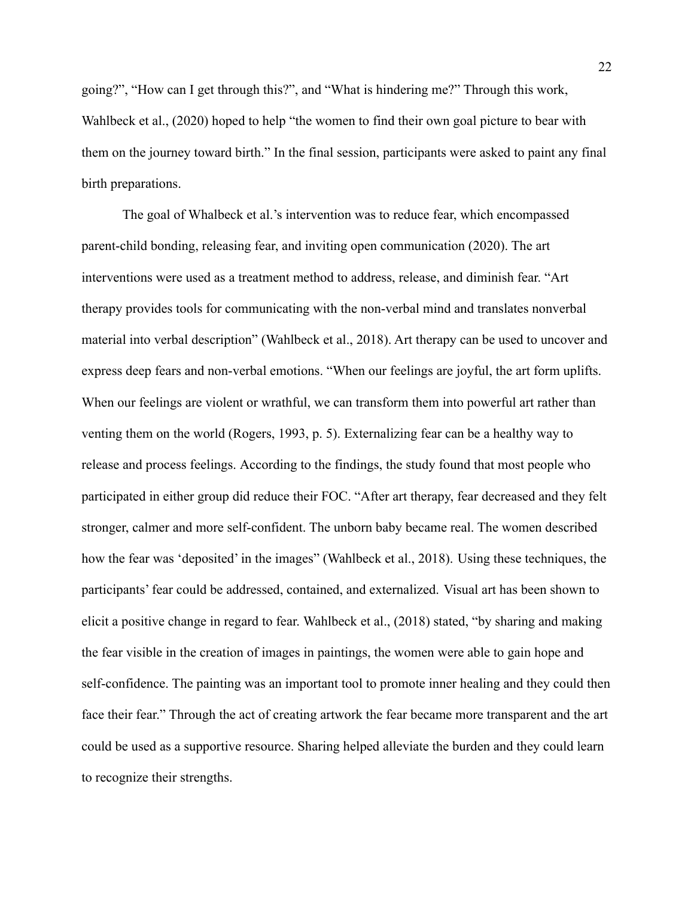going?", "How can I get through this?", and "What is hindering me?" Through this work, Wahlbeck et al., (2020) hoped to help "the women to find their own goal picture to bear with them on the journey toward birth." In the final session, participants were asked to paint any final birth preparations.

The goal of Whalbeck et al.'s intervention was to reduce fear, which encompassed parent-child bonding, releasing fear, and inviting open communication (2020). The art interventions were used as a treatment method to address, release, and diminish fear. "Art therapy provides tools for communicating with the non-verbal mind and translates nonverbal material into verbal description" (Wahlbeck et al., 2018). Art therapy can be used to uncover and express deep fears and non-verbal emotions. "When our feelings are joyful, the art form uplifts. When our feelings are violent or wrathful, we can transform them into powerful art rather than venting them on the world (Rogers, 1993, p. 5). Externalizing fear can be a healthy way to release and process feelings. According to the findings, the study found that most people who participated in either group did reduce their FOC. "After art therapy, fear decreased and they felt stronger, calmer and more self-confident. The unborn baby became real. The women described how the fear was 'deposited' in the images" (Wahlbeck et al., 2018). Using these techniques, the participants' fear could be addressed, contained, and externalized. Visual art has been shown to elicit a positive change in regard to fear. Wahlbeck et al., (2018) stated, "by sharing and making the fear visible in the creation of images in paintings, the women were able to gain hope and self-confidence. The painting was an important tool to promote inner healing and they could then face their fear." Through the act of creating artwork the fear became more transparent and the art could be used as a supportive resource. Sharing helped alleviate the burden and they could learn to recognize their strengths.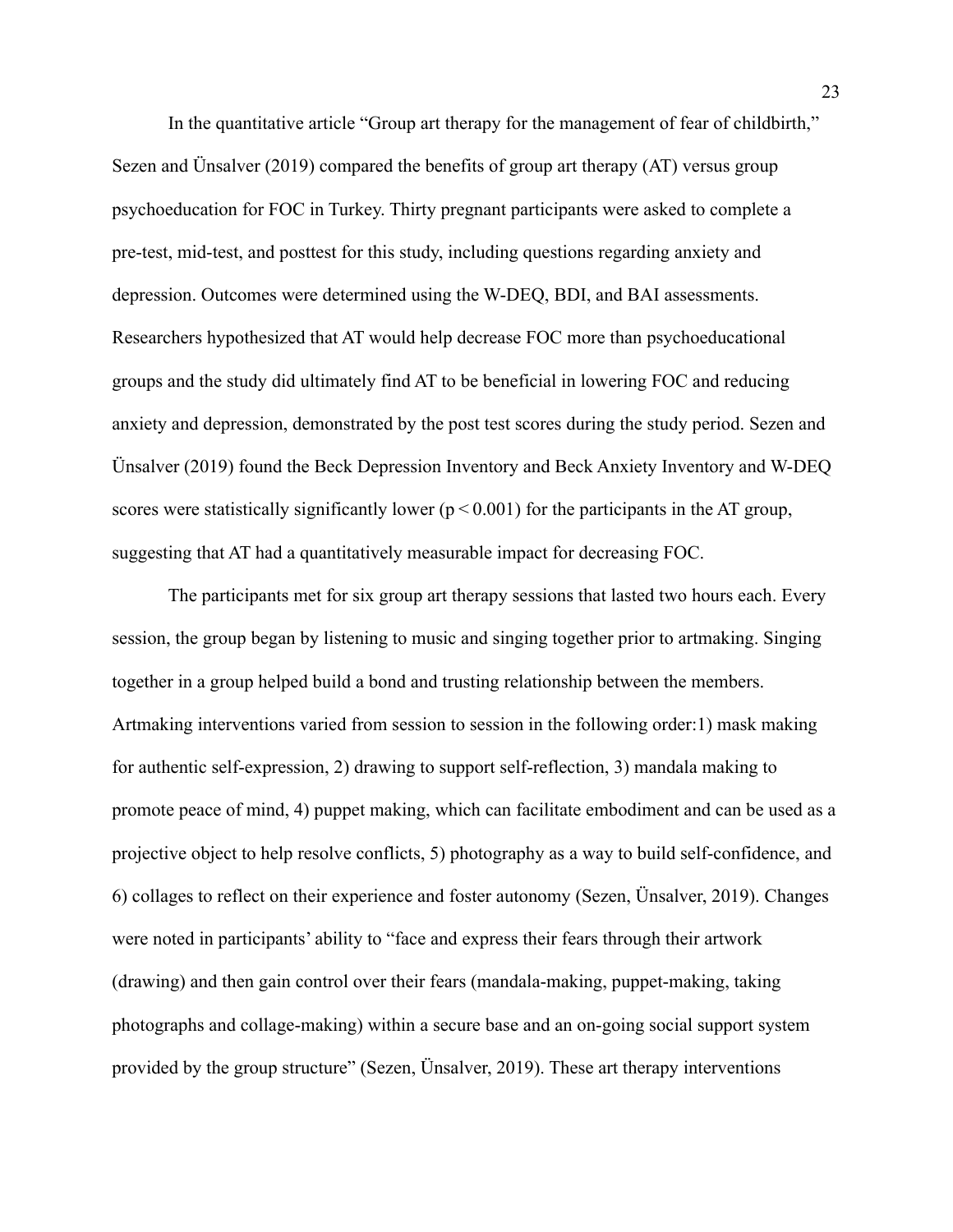In the quantitative article "Group art therapy for the management of fear of childbirth," Sezen and Ünsalver (2019) compared the benefits of group art therapy (AT) versus group psychoeducation for FOC in Turkey. Thirty pregnant participants were asked to complete a pre-test, mid-test, and posttest for this study, including questions regarding anxiety and depression. Outcomes were determined using the W-DEQ, BDI, and BAI assessments. Researchers hypothesized that AT would help decrease FOC more than psychoeducational groups and the study did ultimately find AT to be beneficial in lowering FOC and reducing anxiety and depression, demonstrated by the post test scores during the study period. Sezen and Ünsalver (2019) found the Beck Depression Inventory and Beck Anxiety Inventory and W-DEQ scores were statistically significantly lower ($p < 0.001$) for the participants in the AT group, suggesting that AT had a quantitatively measurable impact for decreasing FOC.

The participants met for six group art therapy sessions that lasted two hours each. Every session, the group began by listening to music and singing together prior to artmaking. Singing together in a group helped build a bond and trusting relationship between the members. Artmaking interventions varied from session to session in the following order:1) mask making for authentic self-expression, 2) drawing to support self-reflection, 3) mandala making to promote peace of mind, 4) puppet making, which can facilitate embodiment and can be used as a projective object to help resolve conflicts, 5) photography as a way to build self-confidence, and 6) collages to reflect on their experience and foster autonomy (Sezen, Ünsalver, 2019). Changes were noted in participants' ability to "face and express their fears through their artwork (drawing) and then gain control over their fears (mandala-making, puppet-making, taking photographs and collage-making) within a secure base and an on-going social support system provided by the group structure" (Sezen, Ünsalver, 2019). These art therapy interventions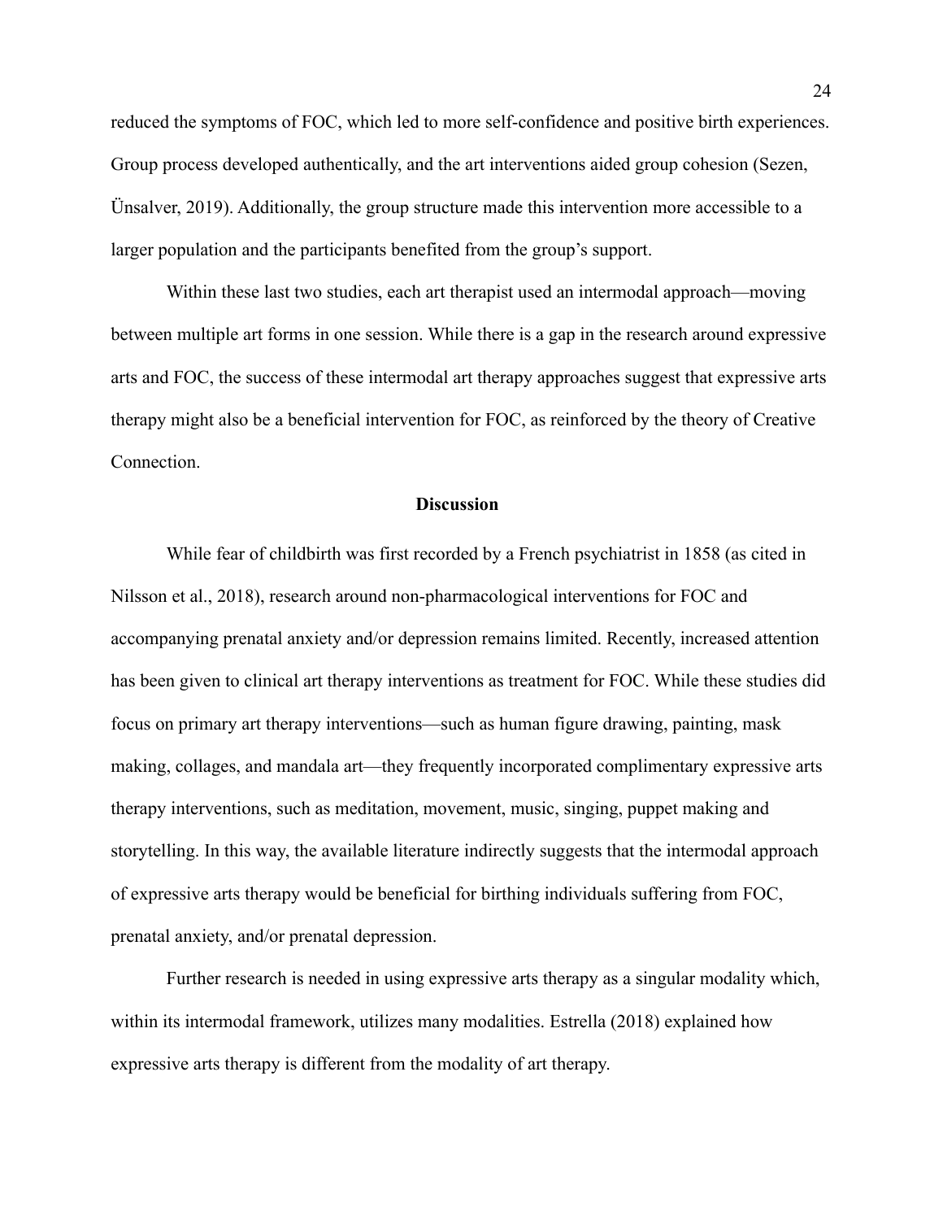reduced the symptoms of FOC, which led to more self-confidence and positive birth experiences. Group process developed authentically, and the art interventions aided group cohesion (Sezen, Ünsalver, 2019). Additionally, the group structure made this intervention more accessible to a larger population and the participants benefited from the group's support.

Within these last two studies, each art therapist used an intermodal approach—moving between multiple art forms in one session. While there is a gap in the research around expressive arts and FOC, the success of these intermodal art therapy approaches suggest that expressive arts therapy might also be a beneficial intervention for FOC, as reinforced by the theory of Creative Connection.

## Discussion

While fear of childbirth was first recorded by a French psychiatrist in 1858 (as cited in Nilsson et al., 2018), research around non-pharmacological interventions for FOC and accompanying prenatal anxiety and/or depression remains limited. Recently, increased attention has been given to clinical art therapy interventions as treatment for FOC. While these studies did focus on primary art therapy interventions—such as human figure drawing, painting, mask making, collages, and mandala art—they frequently incorporated complimentary expressive arts therapy interventions, such as meditation, movement, music, singing, puppet making and storytelling. In this way, the available literature indirectly suggests that the intermodal approach of expressive arts therapy would be beneficial for birthing individuals suffering from FOC, prenatal anxiety, and/or prenatal depression.

Further research is needed in using expressive arts therapy as a singular modality which, within its intermodal framework, utilizes many modalities. Estrella (2018) explained how expressive arts therapy is different from the modality of art therapy.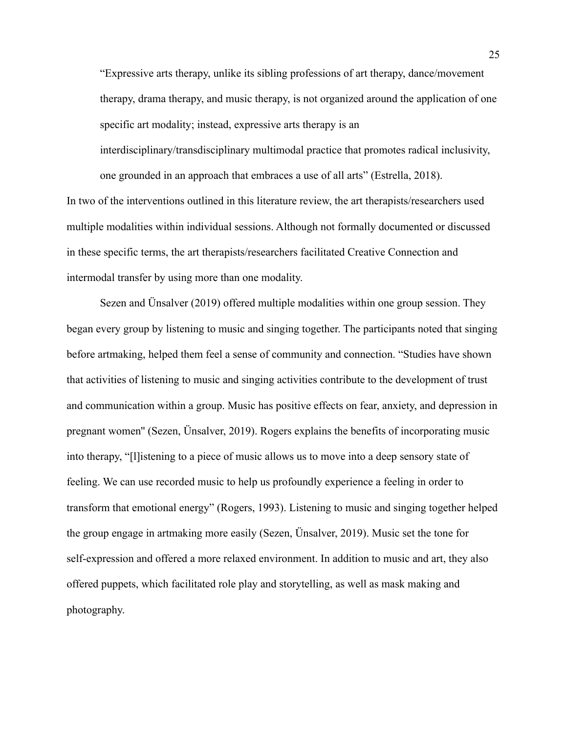> "Expressive arts therapy, unlike its sibling professions of art therapy, dance/movement therapy, drama therapy, and music therapy, is not organized around the application of one specific art modality; instead, expressive arts therapy is an interdisciplinary/transdisciplinary multimodal practice that promotes radical inclusivity, one grounded in an approach that embraces a use of all arts" (Estrella, 2018).

In two of the interventions outlined in this literature review, the art therapists/researchers used multiple modalities within individual sessions. Although not formally documented or discussed in these specific terms, the art therapists/researchers facilitated Creative Connection and intermodal transfer by using more than one modality.

Sezen and Ünsalver (2019) offered multiple modalities within one group session. They began every group by listening to music and singing together. The participants noted that singing before artmaking, helped them feel a sense of community and connection. "Studies have shown that activities of listening to music and singing activities contribute to the development of trust and communication within a group. Music has positive effects on fear, anxiety, and depression in pregnant women" (Sezen, Ünsalver, 2019). Rogers explains the benefits of incorporating music into therapy, "[l]istening to a piece of music allows us to move into a deep sensory state of feeling. We can use recorded music to help us profoundly experience a feeling in order to transform that emotional energy" (Rogers, 1993). Listening to music and singing together helped the group engage in artmaking more easily (Sezen, Ünsalver, 2019). Music set the tone for self-expression and offered a more relaxed environment. In addition to music and art, they also offered puppets, which facilitated role play and storytelling, as well as mask making and photography.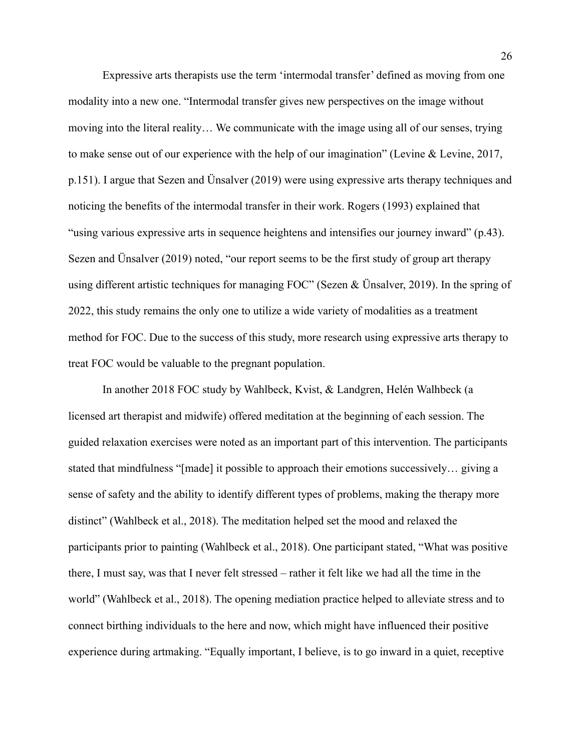Expressive arts therapists use the term 'intermodal transfer' defined as moving from one modality into a new one. "Intermodal transfer gives new perspectives on the image without moving into the literal reality… We communicate with the image using all of our senses, trying to make sense out of our experience with the help of our imagination" (Levine & Levine, 2017, p.151). I argue that Sezen and Ünsalver (2019) were using expressive arts therapy techniques and noticing the benefits of the intermodal transfer in their work. Rogers (1993) explained that "using various expressive arts in sequence heightens and intensifies our journey inward" (p.43). Sezen and Ünsalver (2019) noted, "our report seems to be the first study of group art therapy using different artistic techniques for managing FOC" (Sezen & Ünsalver, 2019). In the spring of 2022, this study remains the only one to utilize a wide variety of modalities as a treatment method for FOC. Due to the success of this study, more research using expressive arts therapy to treat FOC would be valuable to the pregnant population.

In another 2018 FOC study by Wahlbeck, Kvist, & Landgren, Helén Walhbeck (a licensed art therapist and midwife) offered meditation at the beginning of each session. The guided relaxation exercises were noted as an important part of this intervention. The participants stated that mindfulness "[made] it possible to approach their emotions successively… giving a sense of safety and the ability to identify different types of problems, making the therapy more distinct" (Wahlbeck et al., 2018). The meditation helped set the mood and relaxed the participants prior to painting (Wahlbeck et al., 2018). One participant stated, "What was positive there, I must say, was that I never felt stressed – rather it felt like we had all the time in the world" (Wahlbeck et al., 2018). The opening mediation practice helped to alleviate stress and to connect birthing individuals to the here and now, which might have influenced their positive experience during artmaking. "Equally important, I believe, is to go inward in a quiet, receptive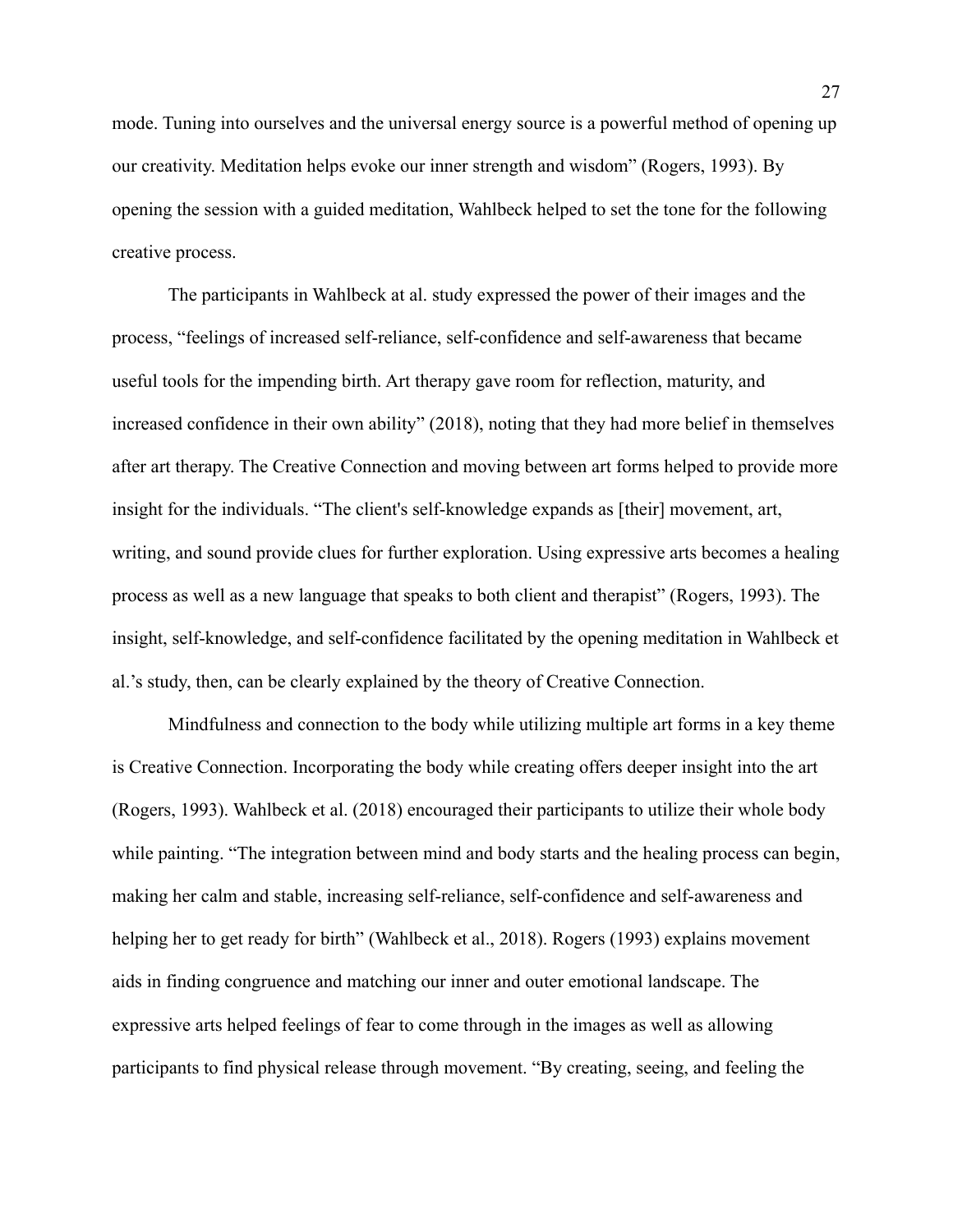mode. Tuning into ourselves and the universal energy source is a powerful method of opening up our creativity. Meditation helps evoke our inner strength and wisdom" (Rogers, 1993). By opening the session with a guided meditation, Wahlbeck helped to set the tone for the following creative process.

The participants in Wahlbeck at al. study expressed the power of their images and the process, "feelings of increased self-reliance, self-confidence and self-awareness that became useful tools for the impending birth. Art therapy gave room for reflection, maturity, and increased confidence in their own ability" (2018), noting that they had more belief in themselves after art therapy. The Creative Connection and moving between art forms helped to provide more insight for the individuals. "The client's self-knowledge expands as [their] movement, art, writing, and sound provide clues for further exploration. Using expressive arts becomes a healing process as well as a new language that speaks to both client and therapist" (Rogers, 1993). The insight, self-knowledge, and self-confidence facilitated by the opening meditation in Wahlbeck et al.'s study, then, can be clearly explained by the theory of Creative Connection.

Mindfulness and connection to the body while utilizing multiple art forms in a key theme is Creative Connection. Incorporating the body while creating offers deeper insight into the art (Rogers, 1993). Wahlbeck et al. (2018) encouraged their participants to utilize their whole body while painting. "The integration between mind and body starts and the healing process can begin, making her calm and stable, increasing self-reliance, self-confidence and self-awareness and helping her to get ready for birth" (Wahlbeck et al., 2018). Rogers (1993) explains movement aids in finding congruence and matching our inner and outer emotional landscape. The expressive arts helped feelings of fear to come through in the images as well as allowing participants to find physical release through movement. "By creating, seeing, and feeling the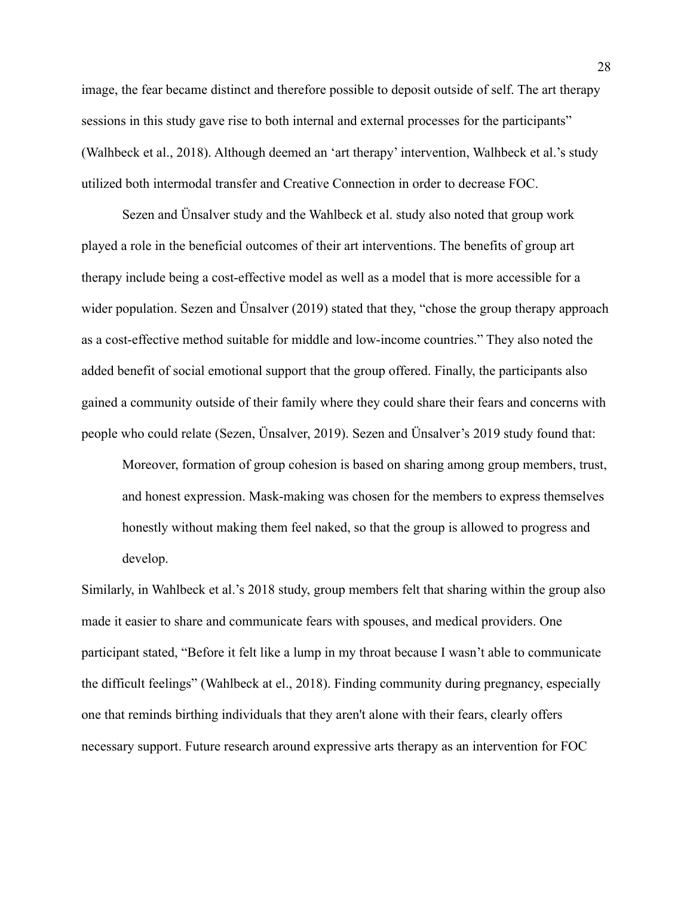image, the fear became distinct and therefore possible to deposit outside of self. The art therapy sessions in this study gave rise to both internal and external processes for the participants" (Walhbeck et al., 2018). Although deemed an 'art therapy' intervention, Walhbeck et al.'s study utilized both intermodal transfer and Creative Connection in order to decrease FOC.

Sezen and Ünsalver study and the Wahlbeck et al. study also noted that group work played a role in the beneficial outcomes of their art interventions. The benefits of group art therapy include being a cost-effective model as well as a model that is more accessible for a wider population. Sezen and Ünsalver (2019) stated that they, "chose the group therapy approach as a cost-effective method suitable for middle and low-income countries." They also noted the added benefit of social emotional support that the group offered. Finally, the participants also gained a community outside of their family where they could share their fears and concerns with people who could relate (Sezen, Ünsalver, 2019). Sezen and Ünsalver's 2019 study found that:

> Moreover, formation of group cohesion is based on sharing among group members, trust, and honest expression. Mask-making was chosen for the members to express themselves honestly without making them feel naked, so that the group is allowed to progress and develop.

Similarly, in Wahlbeck et al.'s 2018 study, group members felt that sharing within the group also made it easier to share and communicate fears with spouses, and medical providers. One participant stated, "Before it felt like a lump in my throat because I wasn't able to communicate the difficult feelings" (Wahlbeck at el., 2018). Finding community during pregnancy, especially one that reminds birthing individuals that they aren't alone with their fears, clearly offers necessary support. Future research around expressive arts therapy as an intervention for FOC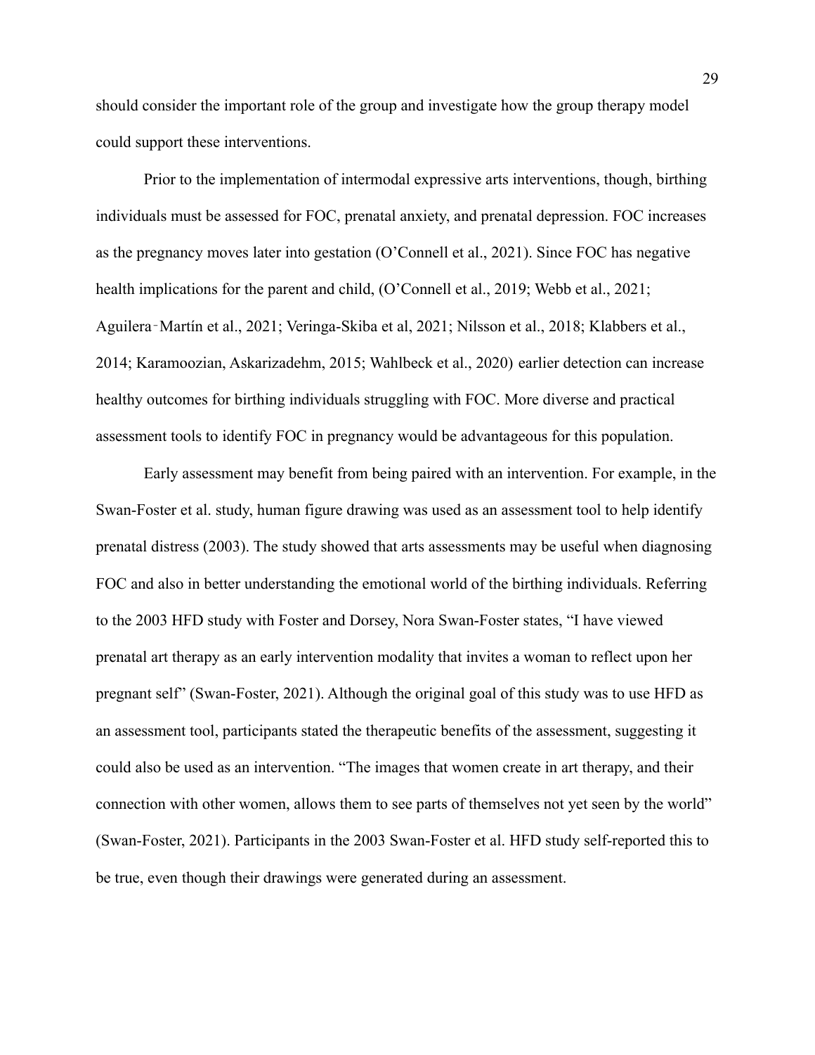should consider the important role of the group and investigate how the group therapy model could support these interventions.

Prior to the implementation of intermodal expressive arts interventions, though, birthing individuals must be assessed for FOC, prenatal anxiety, and prenatal depression. FOC increases as the pregnancy moves later into gestation (O'Connell et al., 2021). Since FOC has negative health implications for the parent and child, (O'Connell et al., 2019; Webb et al., 2021; Aguilera‑Martín et al., 2021; Veringa-Skiba et al, 2021; Nilsson et al., 2018; Klabbers et al., 2014; Karamoozian, Askarizadehm, 2015; Wahlbeck et al., 2020) earlier detection can increase healthy outcomes for birthing individuals struggling with FOC. More diverse and practical assessment tools to identify FOC in pregnancy would be advantageous for this population.

Early assessment may benefit from being paired with an intervention. For example, in the Swan-Foster et al. study, human figure drawing was used as an assessment tool to help identify prenatal distress (2003). The study showed that arts assessments may be useful when diagnosing FOC and also in better understanding the emotional world of the birthing individuals. Referring to the 2003 HFD study with Foster and Dorsey, Nora Swan-Foster states, "I have viewed prenatal art therapy as an early intervention modality that invites a woman to reflect upon her pregnant self" (Swan-Foster, 2021). Although the original goal of this study was to use HFD as an assessment tool, participants stated the therapeutic benefits of the assessment, suggesting it could also be used as an intervention. "The images that women create in art therapy, and their connection with other women, allows them to see parts of themselves not yet seen by the world" (Swan-Foster, 2021). Participants in the 2003 Swan-Foster et al. HFD study self-reported this to be true, even though their drawings were generated during an assessment.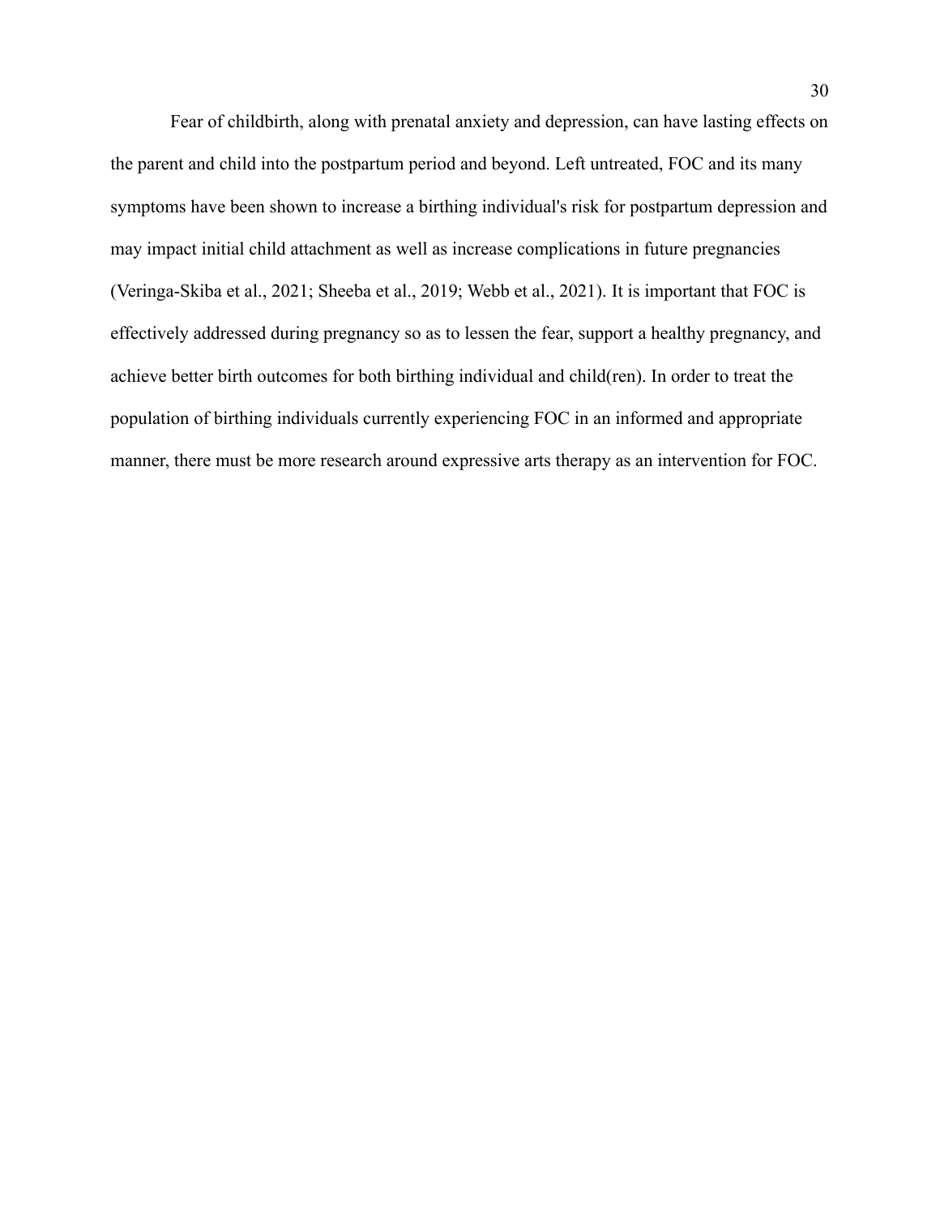Fear of childbirth, along with prenatal anxiety and depression, can have lasting effects on the parent and child into the postpartum period and beyond. Left untreated, FOC and its many symptoms have been shown to increase a birthing individual's risk for postpartum depression and may impact initial child attachment as well as increase complications in future pregnancies (Veringa-Skiba et al., 2021; Sheeba et al., 2019; Webb et al., 2021). It is important that FOC is effectively addressed during pregnancy so as to lessen the fear, support a healthy pregnancy, and achieve better birth outcomes for both birthing individual and child(ren). In order to treat the population of birthing individuals currently experiencing FOC in an informed and appropriate manner, there must be more research around expressive arts therapy as an intervention for FOC.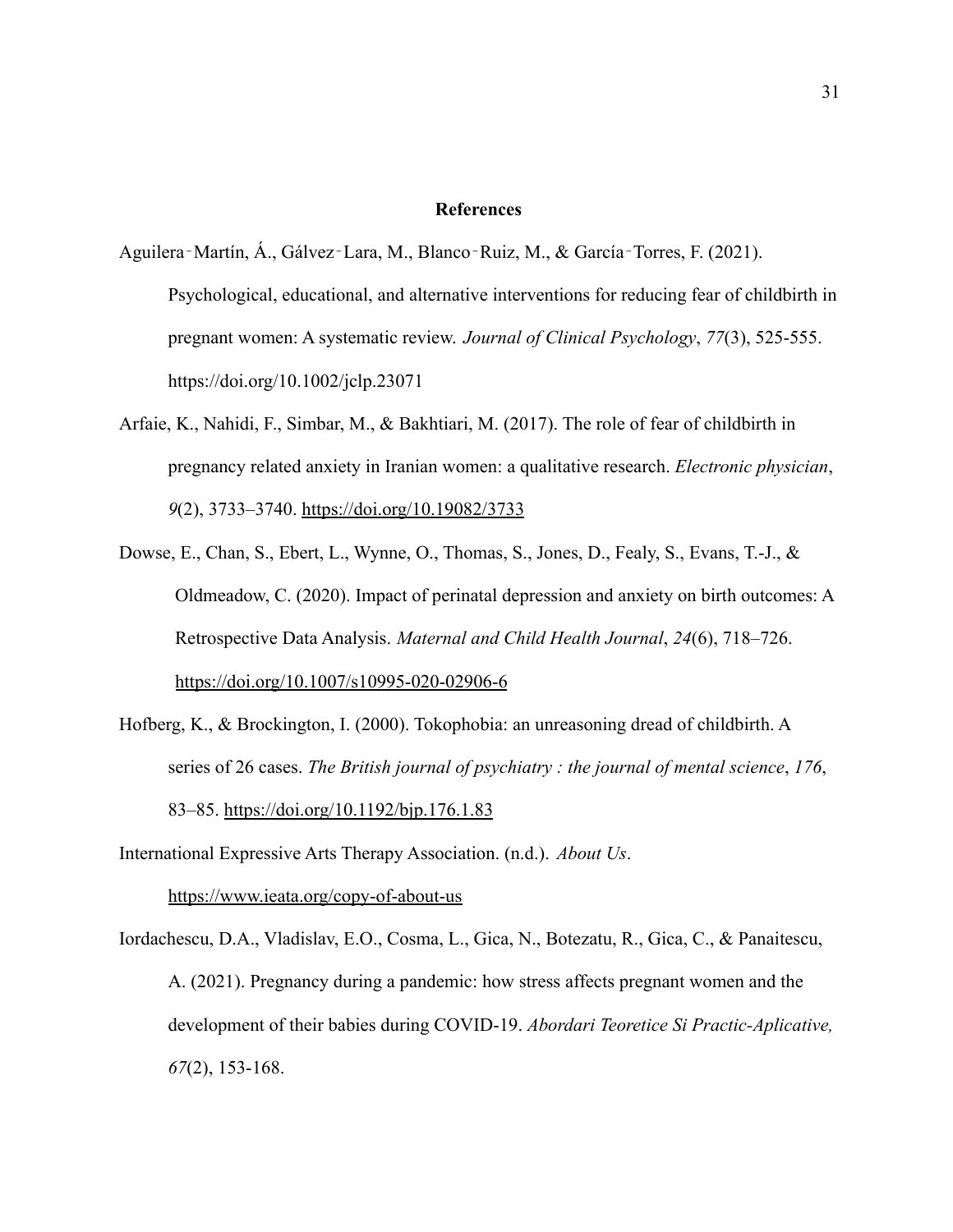## References

Aguilera‐Martín, Á., Gálvez‐Lara, M., Blanco‐Ruiz, M., & García‐Torres, F. (2021). Psychological, educational, and alternative interventions for reducing fear of childbirth in pregnant women: A systematic review. *Journal of Clinical Psychology*, *77*(3), 525-555. https://doi.org/10.1002/jclp.23071

Arfaie, K., Nahidi, F., Simbar, M., & Bakhtiari, M. (2017). The role of fear of childbirth in pregnancy related anxiety in Iranian women: a qualitative research. *Electronic physician*, *9*(2), 3733–3740. https://doi.org/10.19082/3733

Dowse, E., Chan, S., Ebert, L., Wynne, O., Thomas, S., Jones, D., Fealy, S., Evans, T.-J., & Oldmeadow, C. (2020). Impact of perinatal depression and anxiety on birth outcomes: A Retrospective Data Analysis. *Maternal and Child Health Journal*, *24*(6), 718–726. https://doi.org/10.1007/s10995-020-02906-6

Hofberg, K., & Brockington, I. (2000). Tokophobia: an unreasoning dread of childbirth. A series of 26 cases. *The British journal of psychiatry : the journal of mental science*, *176*, 83–85. https://doi.org/10.1192/bjp.176.1.83

International Expressive Arts Therapy Association. (n.d.). *About Us*. https://www.ieata.org/copy-of-about-us

Iordachescu, D.A., Vladislav, E.O., Cosma, L., Gica, N., Botezatu, R., Gica, C., & Panaitescu, A. (2021). Pregnancy during a pandemic: how stress affects pregnant women and the development of their babies during COVID-19. *Abordari Teoretice Si Practic-Aplicative, 67*(2), 153-168.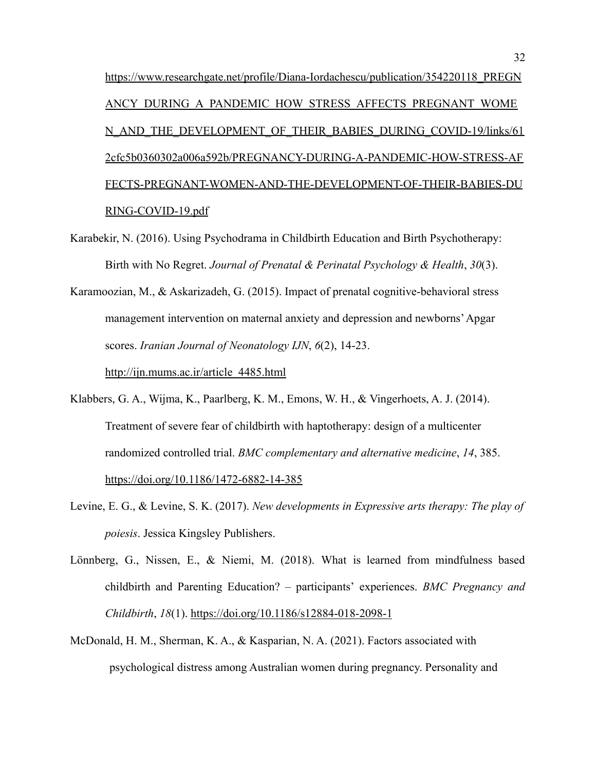https://www.researchgate.net/profile/Diana-Iordachescu/publication/354220118_PREGNANCY_DURING_A_PANDEMIC_HOW_STRESS_AFFECTS_PREGNANT_WOMEN_AND_THE_DEVELOPMENT_OF_THEIR_BABIES_DURING_COVID-19/links/612cfc5b0360302a006a592b/PREGNANCY-DURING-A-PANDEMIC-HOW-STRESS-AFFECTS-PREGNANT-WOMEN-AND-THE-DEVELOPMENT-OF-THEIR-BABIES-DURING-COVID-19.pdf

Karabekir, N. (2016). Using Psychodrama in Childbirth Education and Birth Psychotherapy: Birth with No Regret. *Journal of Prenatal & Perinatal Psychology & Health*, *30*(3).

Karamoozian, M., & Askarizadeh, G. (2015). Impact of prenatal cognitive-behavioral stress management intervention on maternal anxiety and depression and newborns' Apgar scores. *Iranian Journal of Neonatology IJN*, *6*(2), 14-23. http://ijn.mums.ac.ir/article_4485.html

Klabbers, G. A., Wijma, K., Paarlberg, K. M., Emons, W. H., & Vingerhoets, A. J. (2014). Treatment of severe fear of childbirth with haptotherapy: design of a multicenter randomized controlled trial. *BMC complementary and alternative medicine*, *14*, 385. https://doi.org/10.1186/1472-6882-14-385

Levine, E. G., & Levine, S. K. (2017). *New developments in Expressive arts therapy: The play of poiesis*. Jessica Kingsley Publishers.

Lönnberg, G., Nissen, E., & Niemi, M. (2018). What is learned from mindfulness based childbirth and Parenting Education? – participants' experiences. *BMC Pregnancy and Childbirth*, *18*(1). https://doi.org/10.1186/s12884-018-2098-1

McDonald, H. M., Sherman, K. A., & Kasparian, N. A. (2021). Factors associated with psychological distress among Australian women during pregnancy. Personality and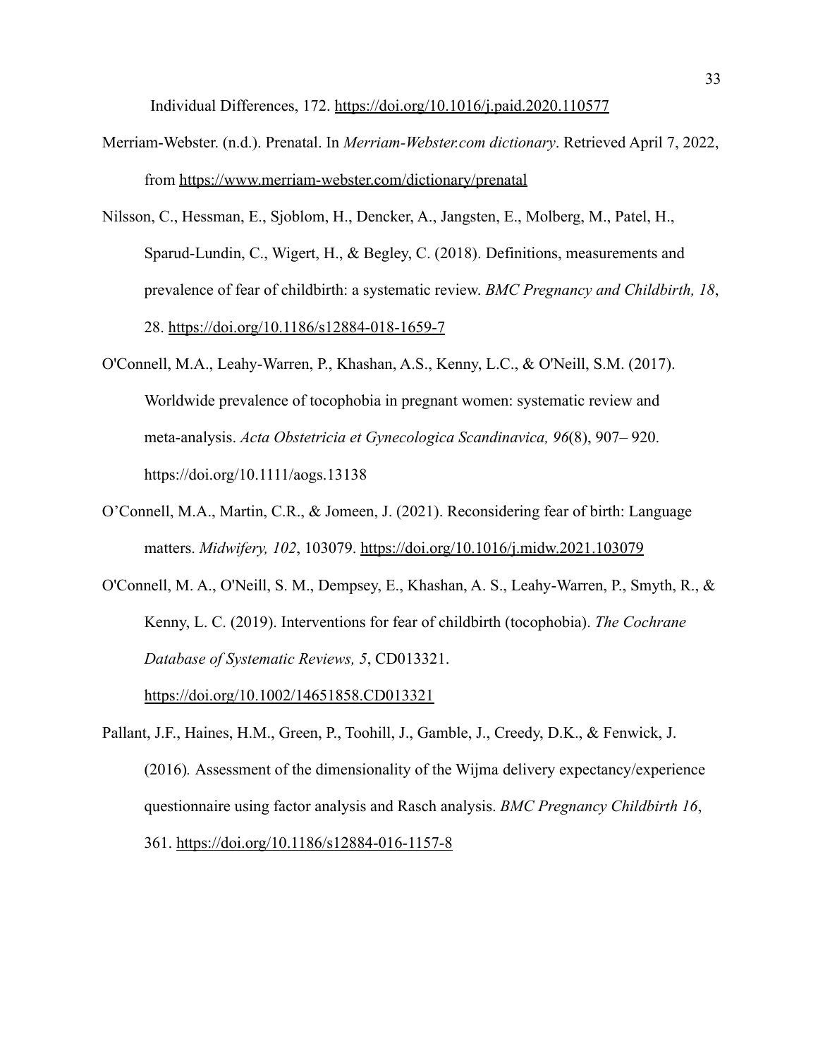Individual Differences, 172. https://doi.org/10.1016/j.paid.2020.110577

Merriam-Webster. (n.d.). Prenatal. In *Merriam-Webster.com dictionary*. Retrieved April 7, 2022, from https://www.merriam-webster.com/dictionary/prenatal

Nilsson, C., Hessman, E., Sjoblom, H., Dencker, A., Jangsten, E., Molberg, M., Patel, H., Sparud-Lundin, C., Wigert, H., & Begley, C. (2018). Definitions, measurements and prevalence of fear of childbirth: a systematic review. *BMC Pregnancy and Childbirth, 18*, 28. https://doi.org/10.1186/s12884-018-1659-7

O'Connell, M.A., Leahy-Warren, P., Khashan, A.S., Kenny, L.C., & O'Neill, S.M. (2017). Worldwide prevalence of tocophobia in pregnant women: systematic review and meta-analysis. *Acta Obstetricia et Gynecologica Scandinavica, 96*(8), 907– 920. https://doi.org/10.1111/aogs.13138

O'Connell, M.A., Martin, C.R., & Jomeen, J. (2021). Reconsidering fear of birth: Language matters. *Midwifery, 102*, 103079. https://doi.org/10.1016/j.midw.2021.103079

O'Connell, M. A., O'Neill, S. M., Dempsey, E., Khashan, A. S., Leahy-Warren, P., Smyth, R., & Kenny, L. C. (2019). Interventions for fear of childbirth (tocophobia). *The Cochrane Database of Systematic Reviews, 5*, CD013321. https://doi.org/10.1002/14651858.CD013321

Pallant, J.F., Haines, H.M., Green, P., Toohill, J., Gamble, J., Creedy, D.K., & Fenwick, J. (2016). Assessment of the dimensionality of the Wijma delivery expectancy/experience questionnaire using factor analysis and Rasch analysis. *BMC Pregnancy Childbirth 16*, 361. https://doi.org/10.1186/s12884-016-1157-8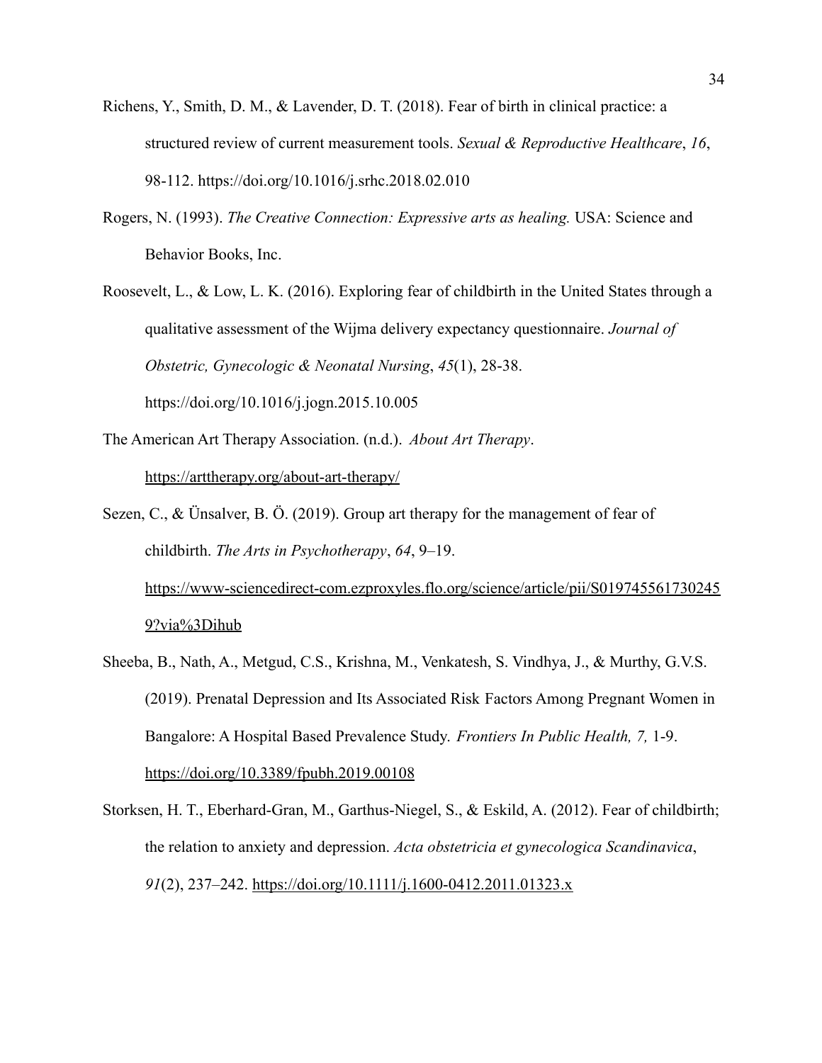Richens, Y., Smith, D. M., & Lavender, D. T. (2018). Fear of birth in clinical practice: a structured review of current measurement tools. *Sexual & Reproductive Healthcare*, *16*, 98-112. https://doi.org/10.1016/j.srhc.2018.02.010

Rogers, N. (1993). *The Creative Connection: Expressive arts as healing.* USA: Science and Behavior Books, Inc.

Roosevelt, L., & Low, L. K. (2016). Exploring fear of childbirth in the United States through a qualitative assessment of the Wijma delivery expectancy questionnaire. *Journal of Obstetric, Gynecologic & Neonatal Nursing*, *45*(1), 28-38. https://doi.org/10.1016/j.jogn.2015.10.005

The American Art Therapy Association. (n.d.). *About Art Therapy*. https://arttherapy.org/about-art-therapy/

Sezen, C., & Ünsalver, B. Ö. (2019). Group art therapy for the management of fear of childbirth. *The Arts in Psychotherapy*, *64*, 9–19. https://www-sciencedirect-com.ezproxyles.flo.org/science/article/pii/S0197455617302459?via%3Dihub

Sheeba, B., Nath, A., Metgud, C.S., Krishna, M., Venkatesh, S. Vindhya, J., & Murthy, G.V.S. (2019). Prenatal Depression and Its Associated Risk Factors Among Pregnant Women in Bangalore: A Hospital Based Prevalence Study. *Frontiers In Public Health, 7,* 1-9. https://doi.org/10.3389/fpubh.2019.00108

Storksen, H. T., Eberhard-Gran, M., Garthus-Niegel, S., & Eskild, A. (2012). Fear of childbirth; the relation to anxiety and depression. *Acta obstetricia et gynecologica Scandinavica*, *91*(2), 237–242. https://doi.org/10.1111/j.1600-0412.2011.01323.x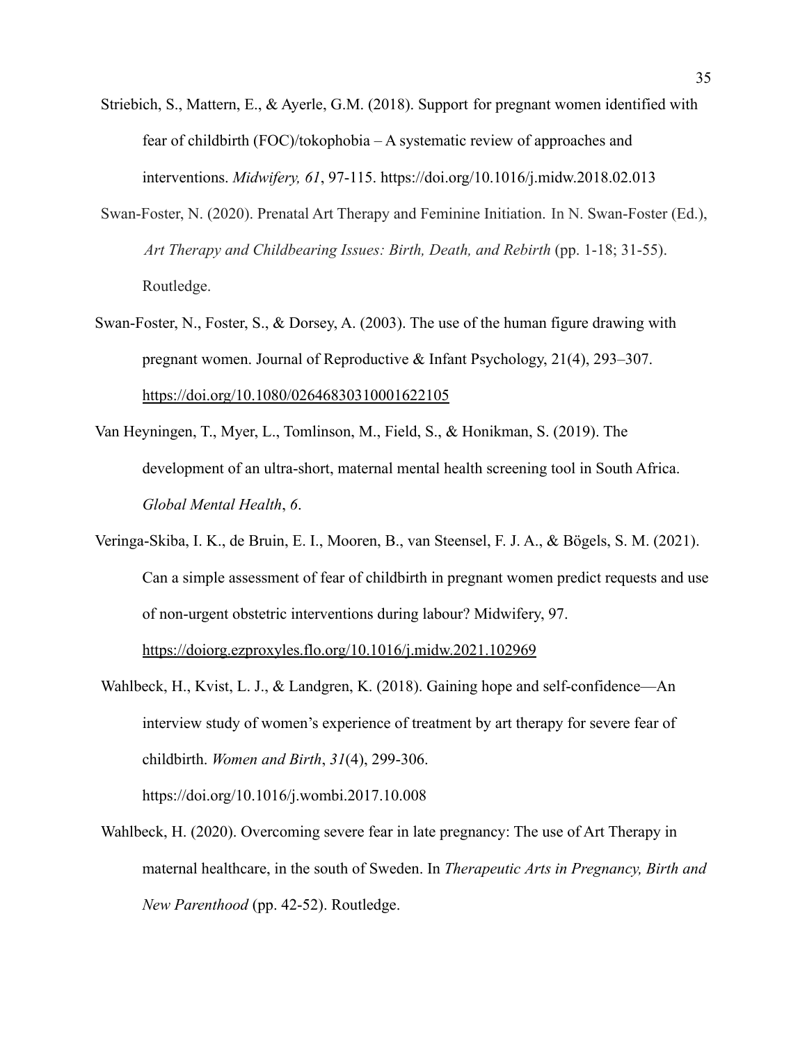Striebich, S., Mattern, E., & Ayerle, G.M. (2018). Support for pregnant women identified with fear of childbirth (FOC)/tokophobia – A systematic review of approaches and interventions. *Midwifery, 61*, 97-115. https://doi.org/10.1016/j.midw.2018.02.013

Swan-Foster, N. (2020). Prenatal Art Therapy and Feminine Initiation. In N. Swan-Foster (Ed.), *Art Therapy and Childbearing Issues: Birth, Death, and Rebirth* (pp. 1-18; 31-55). Routledge.

Swan-Foster, N., Foster, S., & Dorsey, A. (2003). The use of the human figure drawing with pregnant women. Journal of Reproductive & Infant Psychology, 21(4), 293–307. https://doi.org/10.1080/02646830310001622105

Van Heyningen, T., Myer, L., Tomlinson, M., Field, S., & Honikman, S. (2019). The development of an ultra-short, maternal mental health screening tool in South Africa. *Global Mental Health*, *6*.

Veringa-Skiba, I. K., de Bruin, E. I., Mooren, B., van Steensel, F. J. A., & Bögels, S. M. (2021). Can a simple assessment of fear of childbirth in pregnant women predict requests and use of non-urgent obstetric interventions during labour? Midwifery, 97. https://doiorg.ezproxyles.flo.org/10.1016/j.midw.2021.102969

Wahlbeck, H., Kvist, L. J., & Landgren, K. (2018). Gaining hope and self-confidence—An interview study of women's experience of treatment by art therapy for severe fear of childbirth. *Women and Birth*, *31*(4), 299-306. https://doi.org/10.1016/j.wombi.2017.10.008

Wahlbeck, H. (2020). Overcoming severe fear in late pregnancy: The use of Art Therapy in maternal healthcare, in the south of Sweden. In *Therapeutic Arts in Pregnancy, Birth and New Parenthood* (pp. 42-52). Routledge.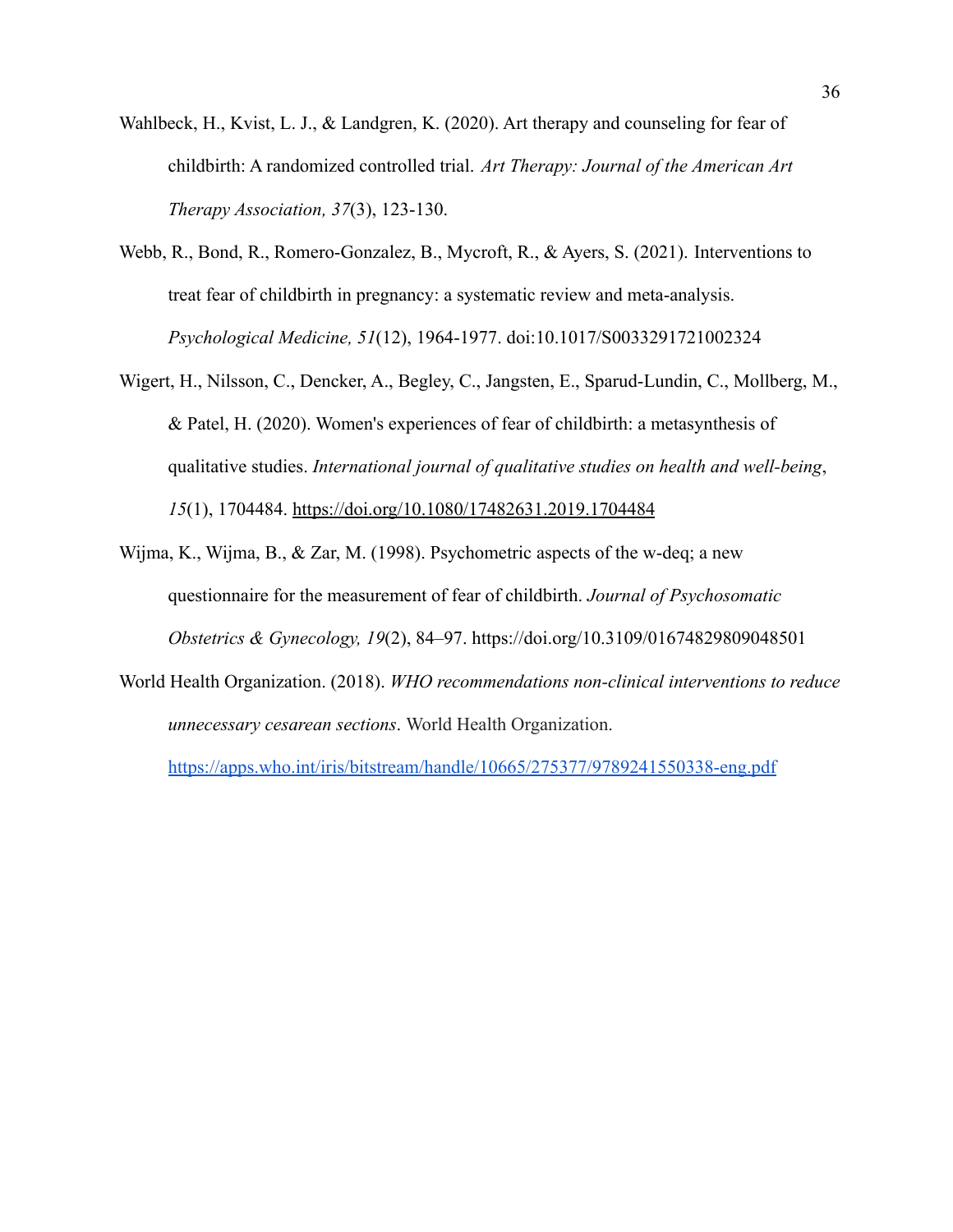Wahlbeck, H., Kvist, L. J., & Landgren, K. (2020). Art therapy and counseling for fear of childbirth: A randomized controlled trial. *Art Therapy: Journal of the American Art Therapy Association, 37*(3), 123-130.

Webb, R., Bond, R., Romero-Gonzalez, B., Mycroft, R., & Ayers, S. (2021). Interventions to treat fear of childbirth in pregnancy: a systematic review and meta-analysis. *Psychological Medicine, 51*(12), 1964-1977. doi:10.1017/S0033291721002324

Wigert, H., Nilsson, C., Dencker, A., Begley, C., Jangsten, E., Sparud-Lundin, C., Mollberg, M., & Patel, H. (2020). Women's experiences of fear of childbirth: a metasynthesis of qualitative studies. *International journal of qualitative studies on health and well-being*, *15*(1), 1704484. https://doi.org/10.1080/17482631.2019.1704484

Wijma, K., Wijma, B., & Zar, M. (1998). Psychometric aspects of the w-deq; a new questionnaire for the measurement of fear of childbirth. *Journal of Psychosomatic Obstetrics & Gynecology, 19*(2), 84–97. https://doi.org/10.3109/01674829809048501

World Health Organization. (2018). *WHO recommendations non-clinical interventions to reduce unnecessary cesarean sections*. World Health Organization. https://apps.who.int/iris/bitstream/handle/10665/275377/9789241550338-eng.pdf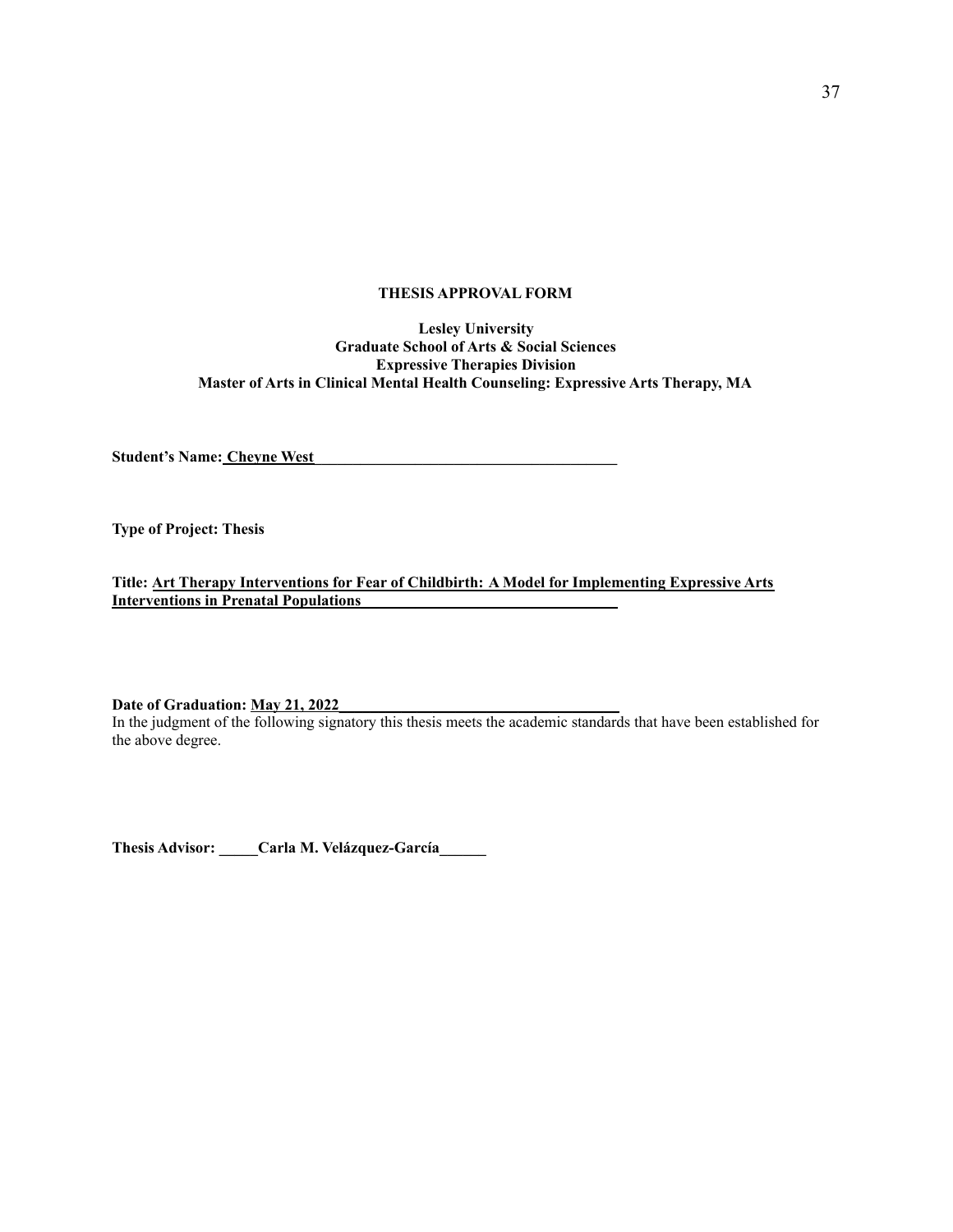**THESIS APPROVAL FORM**

**Lesley University**
**Graduate School of Arts & Social Sciences**
**Expressive Therapies Division**
**Master of Arts in Clinical Mental Health Counseling: Expressive Arts Therapy, MA**

**Student's Name: Cheyne West**

**Type of Project: Thesis**

**Title: Art Therapy Interventions for Fear of Childbirth: A Model for Implementing Expressive Arts Interventions in Prenatal Populations**

**Date of Graduation: May 21, 2022**

In the judgment of the following signatory this thesis meets the academic standards that have been established for the above degree.

**Thesis Advisor: Carla M. Velázquez-García**